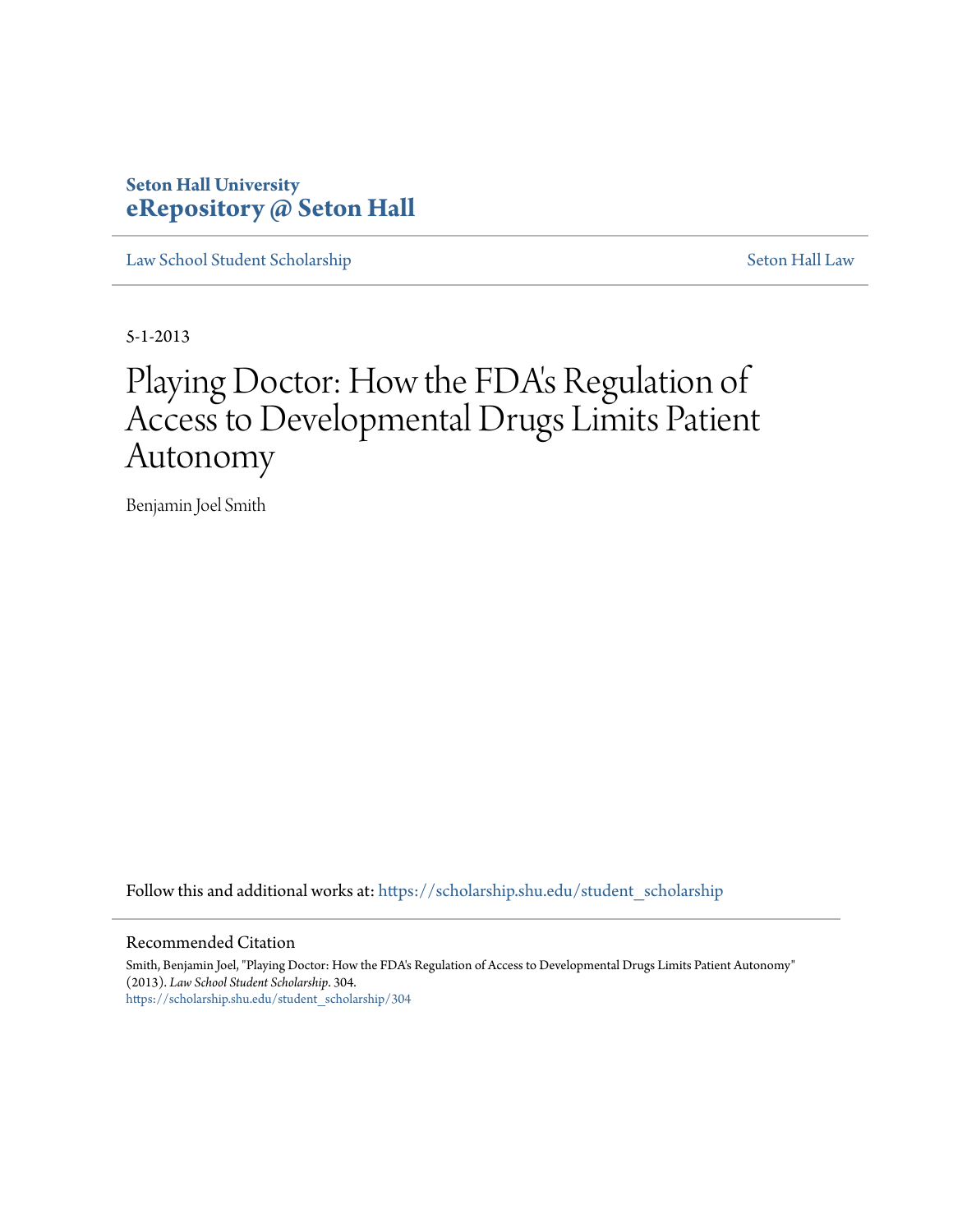**Seton Hall University**
**eRepository @ Seton Hall**

Law School Student Scholarship | Seton Hall Law

5-1-2013

# Playing Doctor: How the FDA's Regulation of Access to Developmental Drugs Limits Patient Autonomy

Benjamin Joel Smith

Follow this and additional works at: https://scholarship.shu.edu/student_scholarship

## Recommended Citation

Smith, Benjamin Joel, "Playing Doctor: How the FDA's Regulation of Access to Developmental Drugs Limits Patient Autonomy" (2013). *Law School Student Scholarship*. 304.
https://scholarship.shu.edu/student_scholarship/304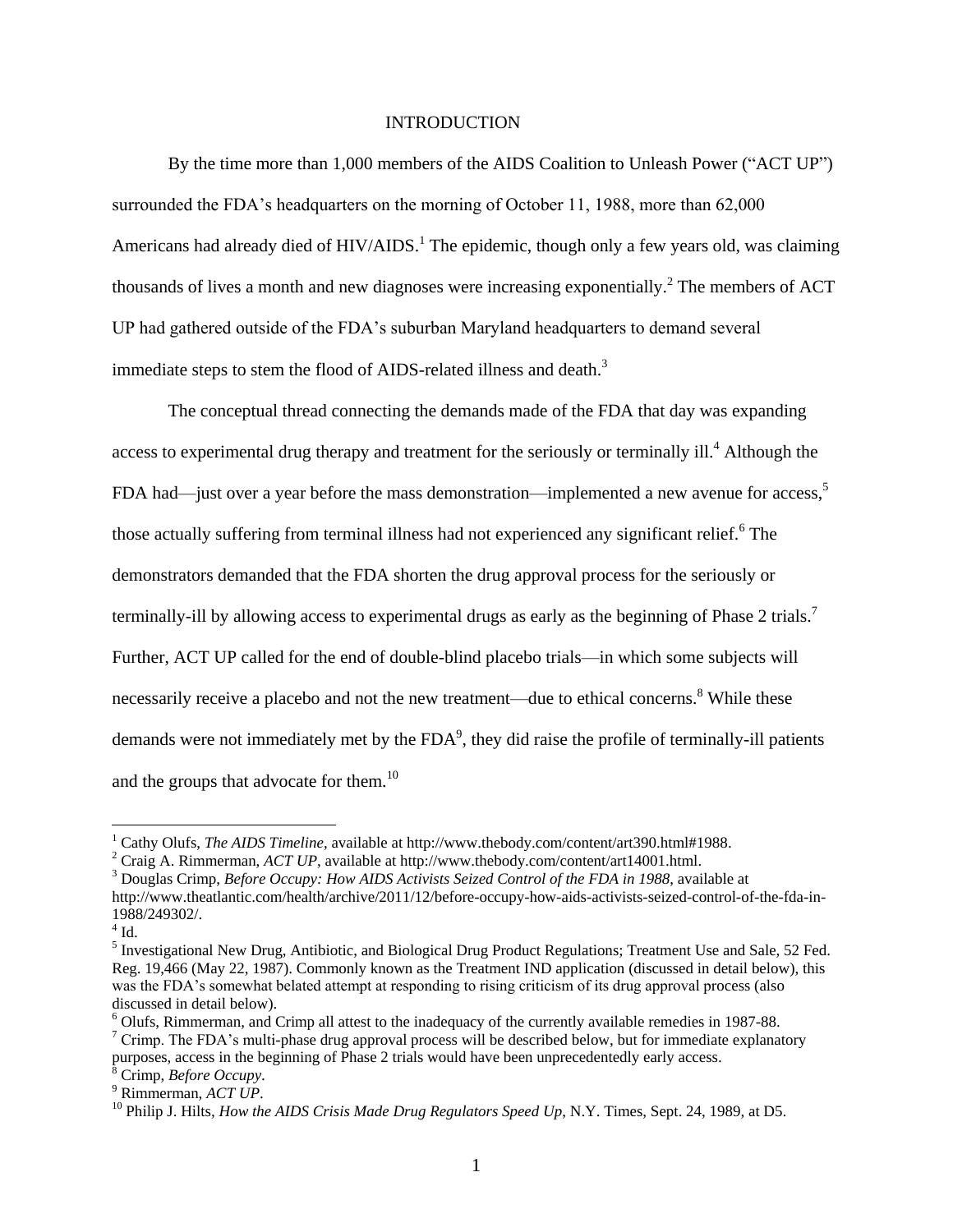# INTRODUCTION

By the time more than 1,000 members of the AIDS Coalition to Unleash Power ("ACT UP") surrounded the FDA's headquarters on the morning of October 11, 1988, more than 62,000 Americans had already died of HIV/AIDS.[1] The epidemic, though only a few years old, was claiming thousands of lives a month and new diagnoses were increasing exponentially.[2] The members of ACT UP had gathered outside of the FDA's suburban Maryland headquarters to demand several immediate steps to stem the flood of AIDS-related illness and death.[3]

The conceptual thread connecting the demands made of the FDA that day was expanding access to experimental drug therapy and treatment for the seriously or terminally ill.[4] Although the FDA had—just over a year before the mass demonstration—implemented a new avenue for access,[5] those actually suffering from terminal illness had not experienced any significant relief.[6] The demonstrators demanded that the FDA shorten the drug approval process for the seriously or terminally-ill by allowing access to experimental drugs as early as the beginning of Phase 2 trials.[7] Further, ACT UP called for the end of double-blind placebo trials—in which some subjects will necessarily receive a placebo and not the new treatment—due to ethical concerns.[8] While these demands were not immediately met by the FDA[9], they did raise the profile of terminally-ill patients and the groups that advocate for them.[10]

---

[1] Cathy Olufs, *The AIDS Timeline*, available at http://www.thebody.com/content/art390.html#1988.

[2] Craig A. Rimmerman, *ACT UP*, available at http://www.thebody.com/content/art14001.html.

[3] Douglas Crimp, *Before Occupy: How AIDS Activists Seized Control of the FDA in 1988*, available at http://www.theatlantic.com/health/archive/2011/12/before-occupy-how-aids-activists-seized-control-of-the-fda-in-1988/249302/.

[4] Id.

[5] Investigational New Drug, Antibiotic, and Biological Drug Product Regulations; Treatment Use and Sale, 52 Fed. Reg. 19,466 (May 22, 1987). Commonly known as the Treatment IND application (discussed in detail below), this was the FDA's somewhat belated attempt at responding to rising criticism of its drug approval process (also discussed in detail below).

[6] Olufs, Rimmerman, and Crimp all attest to the inadequacy of the currently available remedies in 1987-88.

[7] Crimp. The FDA's multi-phase drug approval process will be described below, but for immediate explanatory purposes, access in the beginning of Phase 2 trials would have been unprecedentedly early access.

[8] Crimp, *Before Occupy*.

[9] Rimmerman, *ACT UP*.

[10] Philip J. Hilts, *How the AIDS Crisis Made Drug Regulators Speed Up*, N.Y. Times, Sept. 24, 1989, at D5.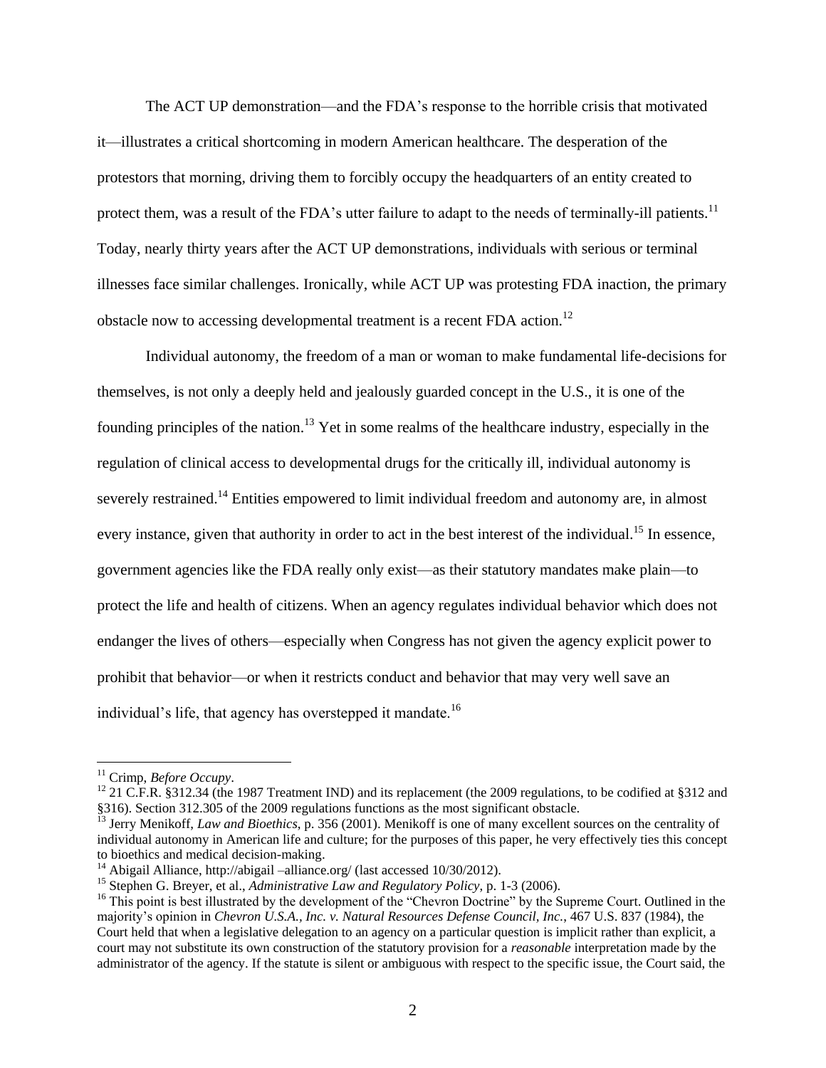The ACT UP demonstration—and the FDA's response to the horrible crisis that motivated it—illustrates a critical shortcoming in modern American healthcare. The desperation of the protestors that morning, driving them to forcibly occupy the headquarters of an entity created to protect them, was a result of the FDA's utter failure to adapt to the needs of terminally-ill patients.[11] Today, nearly thirty years after the ACT UP demonstrations, individuals with serious or terminal illnesses face similar challenges. Ironically, while ACT UP was protesting FDA inaction, the primary obstacle now to accessing developmental treatment is a recent FDA action.[12]

Individual autonomy, the freedom of a man or woman to make fundamental life-decisions for themselves, is not only a deeply held and jealously guarded concept in the U.S., it is one of the founding principles of the nation.[13] Yet in some realms of the healthcare industry, especially in the regulation of clinical access to developmental drugs for the critically ill, individual autonomy is severely restrained.[14] Entities empowered to limit individual freedom and autonomy are, in almost every instance, given that authority in order to act in the best interest of the individual.[15] In essence, government agencies like the FDA really only exist—as their statutory mandates make plain—to protect the life and health of citizens. When an agency regulates individual behavior which does not endanger the lives of others—especially when Congress has not given the agency explicit power to prohibit that behavior—or when it restricts conduct and behavior that may very well save an individual's life, that agency has overstepped it mandate.[16]

---

[11] Crimp, *Before Occupy*.

[12] 21 C.F.R. §312.34 (the 1987 Treatment IND) and its replacement (the 2009 regulations, to be codified at §312 and §316). Section 312.305 of the 2009 regulations functions as the most significant obstacle.

[13] Jerry Menikoff, *Law and Bioethics*, p. 356 (2001). Menikoff is one of many excellent sources on the centrality of individual autonomy in American life and culture; for the purposes of this paper, he very effectively ties this concept to bioethics and medical decision-making.

[14] Abigail Alliance, http://abigail –alliance.org/ (last accessed 10/30/2012).

[15] Stephen G. Breyer, et al., *Administrative Law and Regulatory Policy*, p. 1-3 (2006).

[16] This point is best illustrated by the development of the "Chevron Doctrine" by the Supreme Court. Outlined in the majority's opinion in *Chevron U.S.A., Inc. v. Natural Resources Defense Council, Inc.*, 467 U.S. 837 (1984), the Court held that when a legislative delegation to an agency on a particular question is implicit rather than explicit, a court may not substitute its own construction of the statutory provision for a *reasonable* interpretation made by the administrator of the agency. If the statute is silent or ambiguous with respect to the specific issue, the Court said, the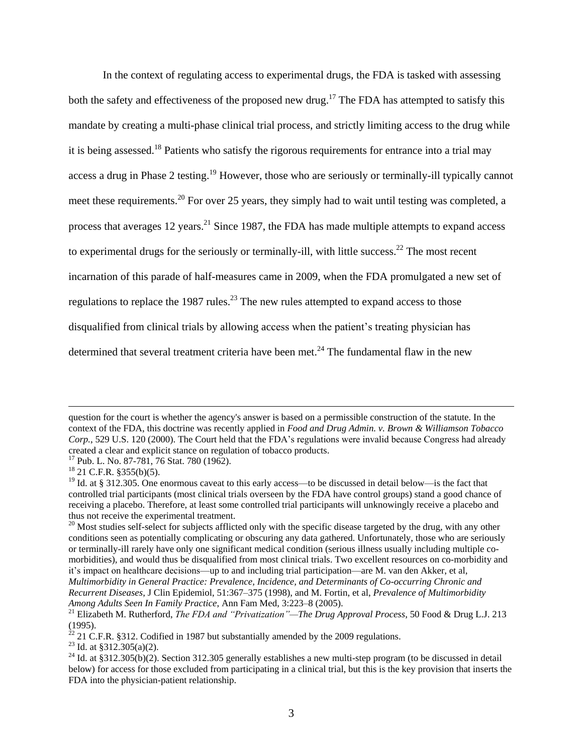In the context of regulating access to experimental drugs, the FDA is tasked with assessing both the safety and effectiveness of the proposed new drug.[17] The FDA has attempted to satisfy this mandate by creating a multi-phase clinical trial process, and strictly limiting access to the drug while it is being assessed.[18] Patients who satisfy the rigorous requirements for entrance into a trial may access a drug in Phase 2 testing.[19] However, those who are seriously or terminally-ill typically cannot meet these requirements.[20] For over 25 years, they simply had to wait until testing was completed, a process that averages 12 years.[21] Since 1987, the FDA has made multiple attempts to expand access to experimental drugs for the seriously or terminally-ill, with little success.[22] The most recent incarnation of this parade of half-measures came in 2009, when the FDA promulgated a new set of regulations to replace the 1987 rules.[23] The new rules attempted to expand access to those disqualified from clinical trials by allowing access when the patient's treating physician has determined that several treatment criteria have been met.[24] The fundamental flaw in the new

---

question for the court is whether the agency's answer is based on a permissible construction of the statute. In the context of the FDA, this doctrine was recently applied in *Food and Drug Admin. v. Brown & Williamson Tobacco Corp.*, 529 U.S. 120 (2000). The Court held that the FDA's regulations were invalid because Congress had already created a clear and explicit stance on regulation of tobacco products.

[17] Pub. L. No. 87-781, 76 Stat. 780 (1962).

[18] 21 C.F.R. §355(b)(5).

[19] Id. at § 312.305. One enormous caveat to this early access—to be discussed in detail below—is the fact that controlled trial participants (most clinical trials overseen by the FDA have control groups) stand a good chance of receiving a placebo. Therefore, at least some controlled trial participants will unknowingly receive a placebo and thus not receive the experimental treatment.

[20] Most studies self-select for subjects afflicted only with the specific disease targeted by the drug, with any other conditions seen as potentially complicating or obscuring any data gathered. Unfortunately, those who are seriously or terminally-ill rarely have only one significant medical condition (serious illness usually including multiple co-morbidities), and would thus be disqualified from most clinical trials. Two excellent resources on co-morbidity and it's impact on healthcare decisions—up to and including trial participation—are M. van den Akker, et al, *Multimorbidity in General Practice: Prevalence, Incidence, and Determinants of Co-occurring Chronic and Recurrent Diseases*, J Clin Epidemiol, 51:367–375 (1998), and M. Fortin, et al, *Prevalence of Multimorbidity Among Adults Seen In Family Practice*, Ann Fam Med, 3:223–8 (2005).

[21] Elizabeth M. Rutherford, *The FDA and "Privatization"—The Drug Approval Process*, 50 Food & Drug L.J. 213 (1995).

[22] 21 C.F.R. §312. Codified in 1987 but substantially amended by the 2009 regulations.

[23] Id. at §312.305(a)(2).

[24] Id. at §312.305(b)(2). Section 312.305 generally establishes a new multi-step program (to be discussed in detail below) for access for those excluded from participating in a clinical trial, but this is the key provision that inserts the FDA into the physician-patient relationship.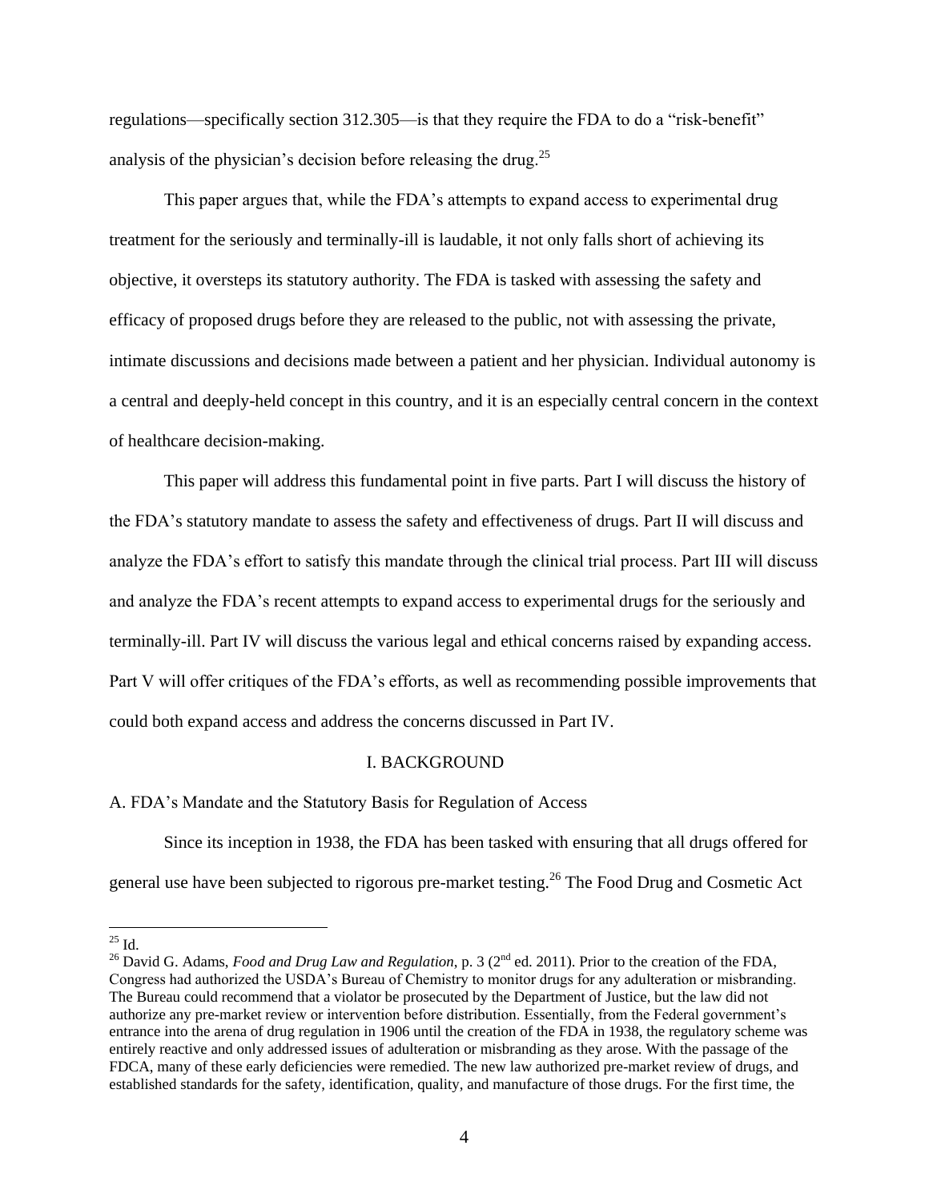regulations—specifically section 312.305—is that they require the FDA to do a "risk-benefit" analysis of the physician's decision before releasing the drug.[25]

This paper argues that, while the FDA's attempts to expand access to experimental drug treatment for the seriously and terminally-ill is laudable, it not only falls short of achieving its objective, it oversteps its statutory authority. The FDA is tasked with assessing the safety and efficacy of proposed drugs before they are released to the public, not with assessing the private, intimate discussions and decisions made between a patient and her physician. Individual autonomy is a central and deeply-held concept in this country, and it is an especially central concern in the context of healthcare decision-making.

This paper will address this fundamental point in five parts. Part I will discuss the history of the FDA's statutory mandate to assess the safety and effectiveness of drugs. Part II will discuss and analyze the FDA's effort to satisfy this mandate through the clinical trial process. Part III will discuss and analyze the FDA's recent attempts to expand access to experimental drugs for the seriously and terminally-ill. Part IV will discuss the various legal and ethical concerns raised by expanding access. Part V will offer critiques of the FDA's efforts, as well as recommending possible improvements that could both expand access and address the concerns discussed in Part IV.

## I. BACKGROUND

### A. FDA's Mandate and the Statutory Basis for Regulation of Access

Since its inception in 1938, the FDA has been tasked with ensuring that all drugs offered for general use have been subjected to rigorous pre-market testing.[26] The Food Drug and Cosmetic Act

---

[25] Id.

[26] David G. Adams, *Food and Drug Law and Regulation*, p. 3 (2nd ed. 2011). Prior to the creation of the FDA, Congress had authorized the USDA's Bureau of Chemistry to monitor drugs for any adulteration or misbranding. The Bureau could recommend that a violator be prosecuted by the Department of Justice, but the law did not authorize any pre-market review or intervention before distribution. Essentially, from the Federal government's entrance into the arena of drug regulation in 1906 until the creation of the FDA in 1938, the regulatory scheme was entirely reactive and only addressed issues of adulteration or misbranding as they arose. With the passage of the FDCA, many of these early deficiencies were remedied. The new law authorized pre-market review of drugs, and established standards for the safety, identification, quality, and manufacture of those drugs. For the first time, the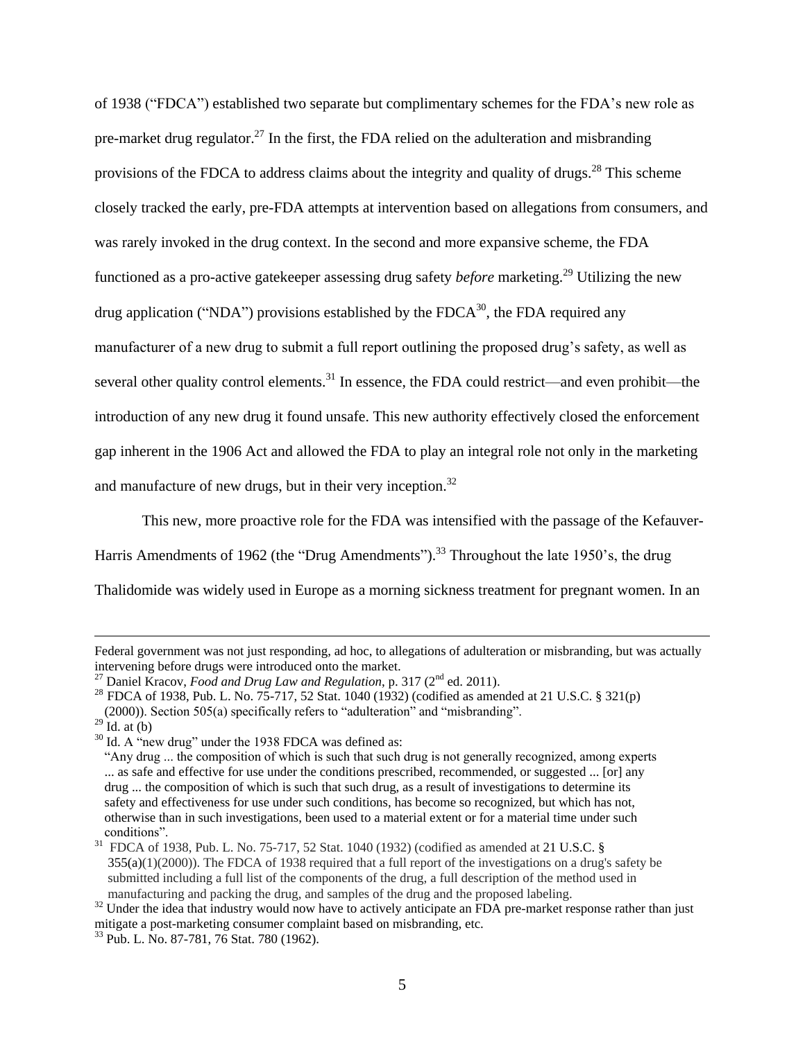of 1938 ("FDCA") established two separate but complimentary schemes for the FDA's new role as pre-market drug regulator.[27] In the first, the FDA relied on the adulteration and misbranding provisions of the FDCA to address claims about the integrity and quality of drugs.[28] This scheme closely tracked the early, pre-FDA attempts at intervention based on allegations from consumers, and was rarely invoked in the drug context. In the second and more expansive scheme, the FDA functioned as a pro-active gatekeeper assessing drug safety *before* marketing.[29] Utilizing the new drug application ("NDA") provisions established by the FDCA[30], the FDA required any manufacturer of a new drug to submit a full report outlining the proposed drug's safety, as well as several other quality control elements.[31] In essence, the FDA could restrict—and even prohibit—the introduction of any new drug it found unsafe. This new authority effectively closed the enforcement gap inherent in the 1906 Act and allowed the FDA to play an integral role not only in the marketing and manufacture of new drugs, but in their very inception.[32]

This new, more proactive role for the FDA was intensified with the passage of the Kefauver-Harris Amendments of 1962 (the "Drug Amendments").[33] Throughout the late 1950's, the drug Thalidomide was widely used in Europe as a morning sickness treatment for pregnant women. In an

---

Federal government was not just responding, ad hoc, to allegations of adulteration or misbranding, but was actually intervening before drugs were introduced onto the market.

[27] Daniel Kracov, *Food and Drug Law and Regulation*, p. 317 (2nd ed. 2011).

[28] FDCA of 1938, Pub. L. No. 75-717, 52 Stat. 1040 (1932) (codified as amended at 21 U.S.C. § 321(p) (2000)). Section 505(a) specifically refers to "adulteration" and "misbranding".

[29] Id. at (b)

[30] Id. A "new drug" under the 1938 FDCA was defined as:
"Any drug ... the composition of which is such that such drug is not generally recognized, among experts ... as safe and effective for use under the conditions prescribed, recommended, or suggested ... [or] any drug ... the composition of which is such that such drug, as a result of investigations to determine its safety and effectiveness for use under such conditions, has become so recognized, but which has not, otherwise than in such investigations, been used to a material extent or for a material time under such conditions".

[31] FDCA of 1938, Pub. L. No. 75-717, 52 Stat. 1040 (1932) (codified as amended at 21 U.S.C. § 355(a)(1)(2000)). The FDCA of 1938 required that a full report of the investigations on a drug's safety be submitted including a full list of the components of the drug, a full description of the method used in manufacturing and packing the drug, and samples of the drug and the proposed labeling.

[32] Under the idea that industry would now have to actively anticipate an FDA pre-market response rather than just mitigate a post-marketing consumer complaint based on misbranding, etc.

[33] Pub. L. No. 87-781, 76 Stat. 780 (1962).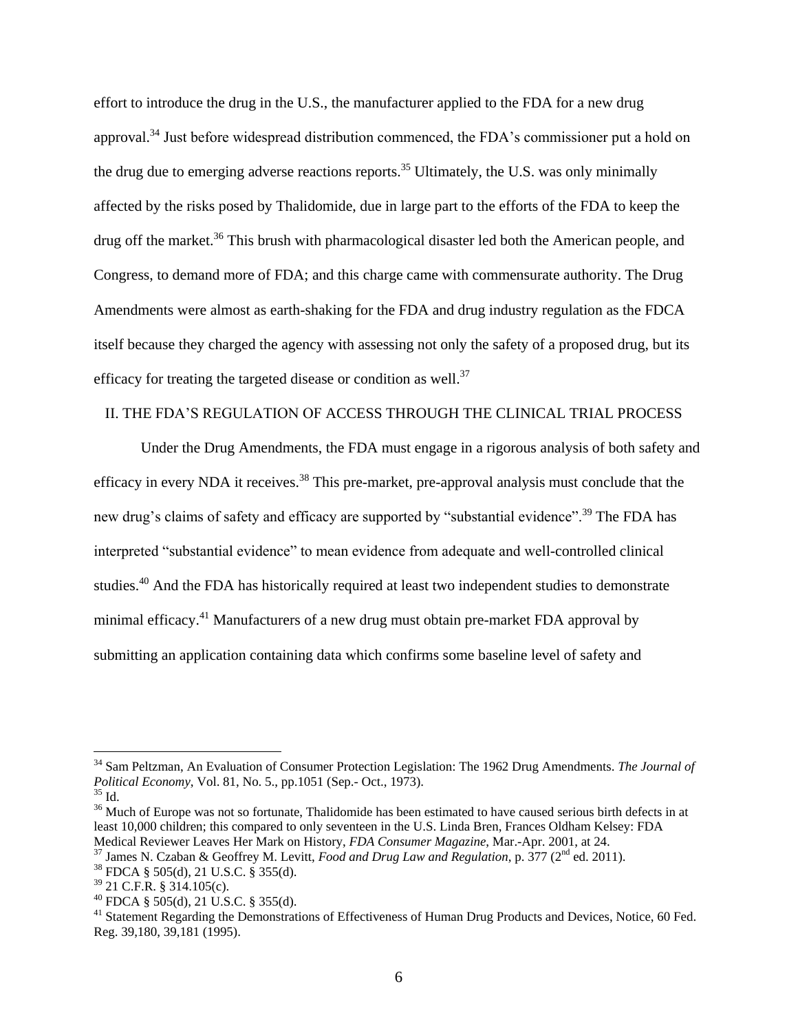effort to introduce the drug in the U.S., the manufacturer applied to the FDA for a new drug approval.[34] Just before widespread distribution commenced, the FDA's commissioner put a hold on the drug due to emerging adverse reactions reports.[35] Ultimately, the U.S. was only minimally affected by the risks posed by Thalidomide, due in large part to the efforts of the FDA to keep the drug off the market.[36] This brush with pharmacological disaster led both the American people, and Congress, to demand more of FDA; and this charge came with commensurate authority. The Drug Amendments were almost as earth-shaking for the FDA and drug industry regulation as the FDCA itself because they charged the agency with assessing not only the safety of a proposed drug, but its efficacy for treating the targeted disease or condition as well.[37]

## II. THE FDA'S REGULATION OF ACCESS THROUGH THE CLINICAL TRIAL PROCESS

Under the Drug Amendments, the FDA must engage in a rigorous analysis of both safety and efficacy in every NDA it receives.[38] This pre-market, pre-approval analysis must conclude that the new drug's claims of safety and efficacy are supported by "substantial evidence".[39] The FDA has interpreted "substantial evidence" to mean evidence from adequate and well-controlled clinical studies.[40] And the FDA has historically required at least two independent studies to demonstrate minimal efficacy.[41] Manufacturers of a new drug must obtain pre-market FDA approval by submitting an application containing data which confirms some baseline level of safety and

---

[34] Sam Peltzman, An Evaluation of Consumer Protection Legislation: The 1962 Drug Amendments. *The Journal of Political Economy*, Vol. 81, No. 5., pp.1051 (Sep.- Oct., 1973).

[35] Id.

[36] Much of Europe was not so fortunate, Thalidomide has been estimated to have caused serious birth defects in at least 10,000 children; this compared to only seventeen in the U.S. Linda Bren, Frances Oldham Kelsey: FDA Medical Reviewer Leaves Her Mark on History, *FDA Consumer Magazine*, Mar.-Apr. 2001, at 24.

[37] James N. Czaban & Geoffrey M. Levitt, *Food and Drug Law and Regulation*, p. 377 (2nd ed. 2011).

[38] FDCA § 505(d), 21 U.S.C. § 355(d).

[39] 21 C.F.R. § 314.105(c).

[40] FDCA § 505(d), 21 U.S.C. § 355(d).

[41] Statement Regarding the Demonstrations of Effectiveness of Human Drug Products and Devices, Notice, 60 Fed. Reg. 39,180, 39,181 (1995).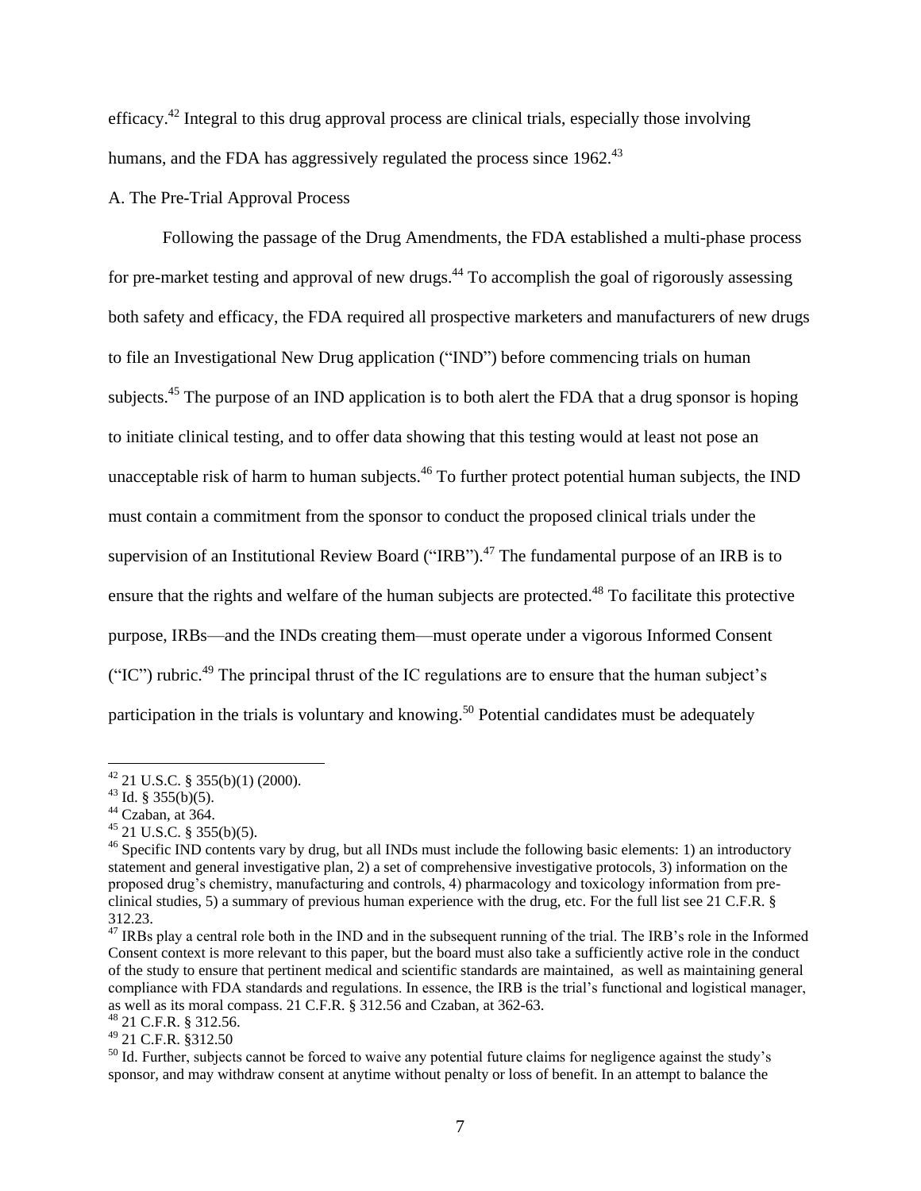efficacy.[42] Integral to this drug approval process are clinical trials, especially those involving humans, and the FDA has aggressively regulated the process since 1962.[43]

A. The Pre-Trial Approval Process

Following the passage of the Drug Amendments, the FDA established a multi-phase process for pre-market testing and approval of new drugs.[44] To accomplish the goal of rigorously assessing both safety and efficacy, the FDA required all prospective marketers and manufacturers of new drugs to file an Investigational New Drug application ("IND") before commencing trials on human subjects.[45] The purpose of an IND application is to both alert the FDA that a drug sponsor is hoping to initiate clinical testing, and to offer data showing that this testing would at least not pose an unacceptable risk of harm to human subjects.[46] To further protect potential human subjects, the IND must contain a commitment from the sponsor to conduct the proposed clinical trials under the supervision of an Institutional Review Board ("IRB").[47] The fundamental purpose of an IRB is to ensure that the rights and welfare of the human subjects are protected.[48] To facilitate this protective purpose, IRBs—and the INDs creating them—must operate under a vigorous Informed Consent ("IC") rubric.[49] The principal thrust of the IC regulations are to ensure that the human subject's participation in the trials is voluntary and knowing.[50] Potential candidates must be adequately

---

[42] 21 U.S.C. § 355(b)(1) (2000).

[43] Id. § 355(b)(5).

[44] Czaban, at 364.

[45] 21 U.S.C. § 355(b)(5).

[46] Specific IND contents vary by drug, but all INDs must include the following basic elements: 1) an introductory statement and general investigative plan, 2) a set of comprehensive investigative protocols, 3) information on the proposed drug's chemistry, manufacturing and controls, 4) pharmacology and toxicology information from pre-clinical studies, 5) a summary of previous human experience with the drug, etc. For the full list see 21 C.F.R. § 312.23.

[47] IRBs play a central role both in the IND and in the subsequent running of the trial. The IRB's role in the Informed Consent context is more relevant to this paper, but the board must also take a sufficiently active role in the conduct of the study to ensure that pertinent medical and scientific standards are maintained, as well as maintaining general compliance with FDA standards and regulations. In essence, the IRB is the trial's functional and logistical manager, as well as its moral compass. 21 C.F.R. § 312.56 and Czaban, at 362-63.

[48] 21 C.F.R. § 312.56.

[49] 21 C.F.R. §312.50

[50] Id. Further, subjects cannot be forced to waive any potential future claims for negligence against the study's sponsor, and may withdraw consent at anytime without penalty or loss of benefit. In an attempt to balance the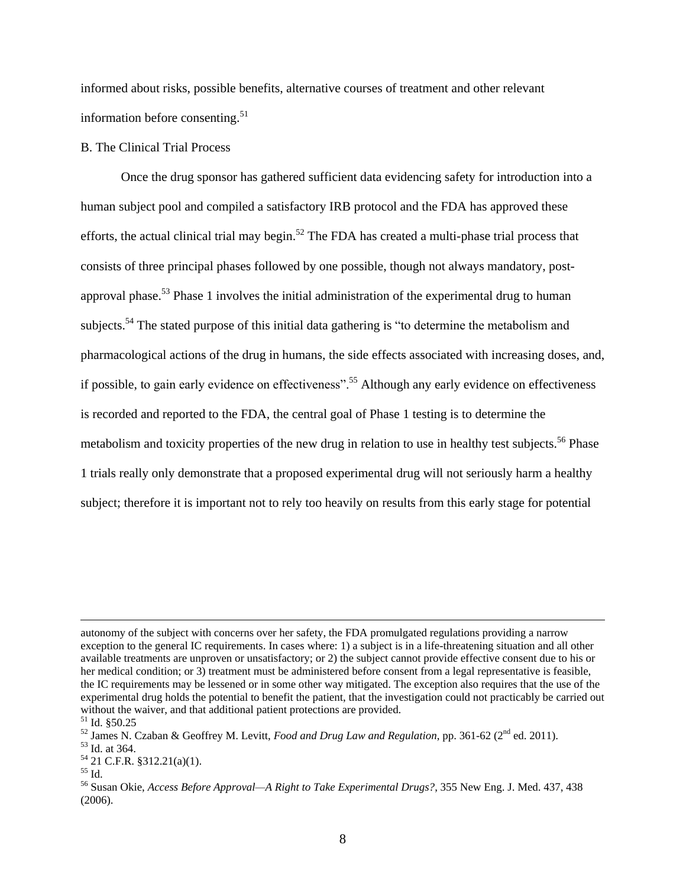informed about risks, possible benefits, alternative courses of treatment and other relevant information before consenting.[51]

B. The Clinical Trial Process

Once the drug sponsor has gathered sufficient data evidencing safety for introduction into a human subject pool and compiled a satisfactory IRB protocol and the FDA has approved these efforts, the actual clinical trial may begin.[52] The FDA has created a multi-phase trial process that consists of three principal phases followed by one possible, though not always mandatory, post-approval phase.[53] Phase 1 involves the initial administration of the experimental drug to human subjects.[54] The stated purpose of this initial data gathering is "to determine the metabolism and pharmacological actions of the drug in humans, the side effects associated with increasing doses, and, if possible, to gain early evidence on effectiveness".[55] Although any early evidence on effectiveness is recorded and reported to the FDA, the central goal of Phase 1 testing is to determine the metabolism and toxicity properties of the new drug in relation to use in healthy test subjects.[56] Phase 1 trials really only demonstrate that a proposed experimental drug will not seriously harm a healthy subject; therefore it is important not to rely too heavily on results from this early stage for potential

---

autonomy of the subject with concerns over her safety, the FDA promulgated regulations providing a narrow exception to the general IC requirements. In cases where: 1) a subject is in a life-threatening situation and all other available treatments are unproven or unsatisfactory; or 2) the subject cannot provide effective consent due to his or her medical condition; or 3) treatment must be administered before consent from a legal representative is feasible, the IC requirements may be lessened or in some other way mitigated. The exception also requires that the use of the experimental drug holds the potential to benefit the patient, that the investigation could not practicably be carried out without the waiver, and that additional patient protections are provided.

[51] Id. §50.25

[52] James N. Czaban & Geoffrey M. Levitt, *Food and Drug Law and Regulation*, pp. 361-62 (2nd ed. 2011).

[53] Id. at 364.

[54] 21 C.F.R. §312.21(a)(1).

[55] Id.

[56] Susan Okie, *Access Before Approval—A Right to Take Experimental Drugs?*, 355 New Eng. J. Med. 437, 438 (2006).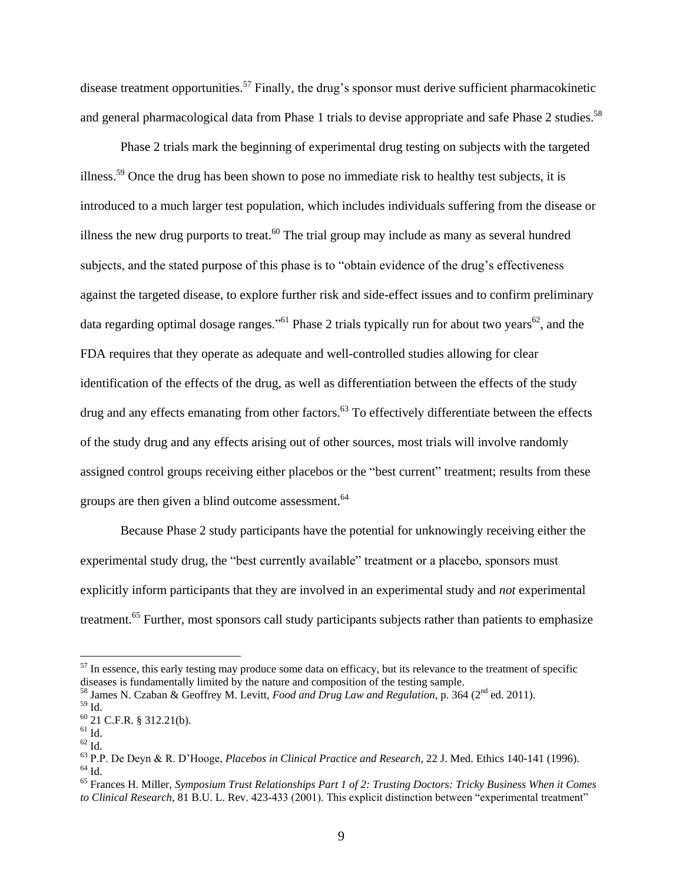disease treatment opportunities.[57] Finally, the drug's sponsor must derive sufficient pharmacokinetic and general pharmacological data from Phase 1 trials to devise appropriate and safe Phase 2 studies.[58]

Phase 2 trials mark the beginning of experimental drug testing on subjects with the targeted illness.[59] Once the drug has been shown to pose no immediate risk to healthy test subjects, it is introduced to a much larger test population, which includes individuals suffering from the disease or illness the new drug purports to treat.[60] The trial group may include as many as several hundred subjects, and the stated purpose of this phase is to "obtain evidence of the drug's effectiveness against the targeted disease, to explore further risk and side-effect issues and to confirm preliminary data regarding optimal dosage ranges."[61] Phase 2 trials typically run for about two years[62], and the FDA requires that they operate as adequate and well-controlled studies allowing for clear identification of the effects of the drug, as well as differentiation between the effects of the study drug and any effects emanating from other factors.[63] To effectively differentiate between the effects of the study drug and any effects arising out of other sources, most trials will involve randomly assigned control groups receiving either placebos or the "best current" treatment; results from these groups are then given a blind outcome assessment.[64]

Because Phase 2 study participants have the potential for unknowingly receiving either the experimental study drug, the "best currently available" treatment or a placebo, sponsors must explicitly inform participants that they are involved in an experimental study and *not* experimental treatment.[65] Further, most sponsors call study participants subjects rather than patients to emphasize

---

[57] In essence, this early testing may produce some data on efficacy, but its relevance to the treatment of specific diseases is fundamentally limited by the nature and composition of the testing sample.

[58] James N. Czaban & Geoffrey M. Levitt, *Food and Drug Law and Regulation*, p. 364 (2nd ed. 2011).

[59] Id.

[60] 21 C.F.R. § 312.21(b).

[61] Id.

[62] Id.

[63] P.P. De Deyn & R. D'Hooge, *Placebos in Clinical Practice and Research*, 22 J. Med. Ethics 140-141 (1996).

[64] Id.

[65] Frances H. Miller, *Symposium Trust Relationships Part 1 of 2: Trusting Doctors: Tricky Business When it Comes to Clinical Research*, 81 B.U. L. Rev. 423-433 (2001). This explicit distinction between "experimental treatment"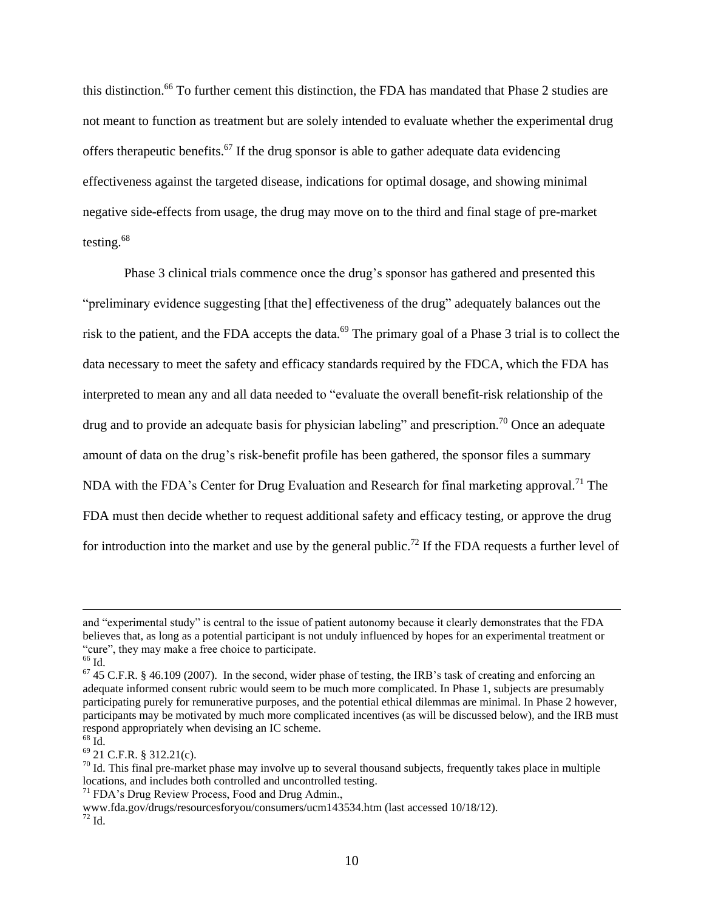this distinction.[66] To further cement this distinction, the FDA has mandated that Phase 2 studies are not meant to function as treatment but are solely intended to evaluate whether the experimental drug offers therapeutic benefits.[67] If the drug sponsor is able to gather adequate data evidencing effectiveness against the targeted disease, indications for optimal dosage, and showing minimal negative side-effects from usage, the drug may move on to the third and final stage of pre-market testing.[68]

Phase 3 clinical trials commence once the drug's sponsor has gathered and presented this "preliminary evidence suggesting [that the] effectiveness of the drug" adequately balances out the risk to the patient, and the FDA accepts the data.[69] The primary goal of a Phase 3 trial is to collect the data necessary to meet the safety and efficacy standards required by the FDCA, which the FDA has interpreted to mean any and all data needed to "evaluate the overall benefit-risk relationship of the drug and to provide an adequate basis for physician labeling" and prescription.[70] Once an adequate amount of data on the drug's risk-benefit profile has been gathered, the sponsor files a summary NDA with the FDA's Center for Drug Evaluation and Research for final marketing approval.[71] The FDA must then decide whether to request additional safety and efficacy testing, or approve the drug for introduction into the market and use by the general public.[72] If the FDA requests a further level of

---

and "experimental study" is central to the issue of patient autonomy because it clearly demonstrates that the FDA believes that, as long as a potential participant is not unduly influenced by hopes for an experimental treatment or "cure", they may make a free choice to participate.

[66] Id.

[67] 45 C.F.R. § 46.109 (2007). In the second, wider phase of testing, the IRB's task of creating and enforcing an adequate informed consent rubric would seem to be much more complicated. In Phase 1, subjects are presumably participating purely for remunerative purposes, and the potential ethical dilemmas are minimal. In Phase 2 however, participants may be motivated by much more complicated incentives (as will be discussed below), and the IRB must respond appropriately when devising an IC scheme.

[68] Id.

[69] 21 C.F.R. § 312.21(c).

[70] Id. This final pre-market phase may involve up to several thousand subjects, frequently takes place in multiple locations, and includes both controlled and uncontrolled testing.

[71] FDA's Drug Review Process, Food and Drug Admin., www.fda.gov/drugs/resourcesforyou/consumers/ucm143534.htm (last accessed 10/18/12).

[72] Id.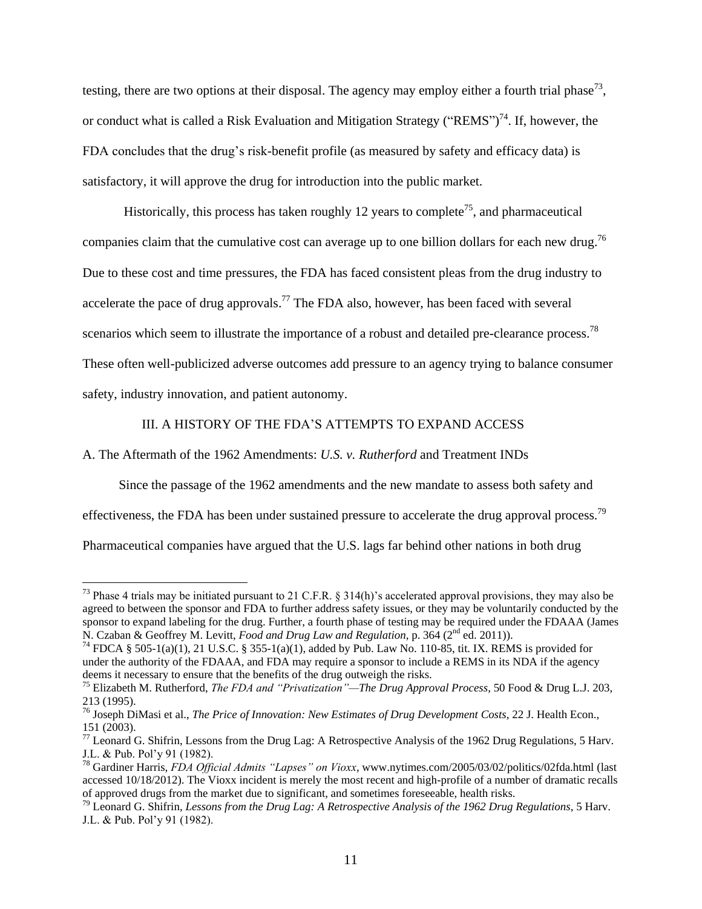testing, there are two options at their disposal. The agency may employ either a fourth trial phase[73], or conduct what is called a Risk Evaluation and Mitigation Strategy ("REMS")[74]. If, however, the FDA concludes that the drug's risk-benefit profile (as measured by safety and efficacy data) is satisfactory, it will approve the drug for introduction into the public market.

Historically, this process has taken roughly 12 years to complete[75], and pharmaceutical companies claim that the cumulative cost can average up to one billion dollars for each new drug.[76] Due to these cost and time pressures, the FDA has faced consistent pleas from the drug industry to accelerate the pace of drug approvals.[77] The FDA also, however, has been faced with several scenarios which seem to illustrate the importance of a robust and detailed pre-clearance process.[78] These often well-publicized adverse outcomes add pressure to an agency trying to balance consumer safety, industry innovation, and patient autonomy.

## III. A HISTORY OF THE FDA'S ATTEMPTS TO EXPAND ACCESS

### A. The Aftermath of the 1962 Amendments: *U.S. v. Rutherford* and Treatment INDs

Since the passage of the 1962 amendments and the new mandate to assess both safety and effectiveness, the FDA has been under sustained pressure to accelerate the drug approval process.[79] Pharmaceutical companies have argued that the U.S. lags far behind other nations in both drug

---

[73] Phase 4 trials may be initiated pursuant to 21 C.F.R. § 314(h)'s accelerated approval provisions, they may also be agreed to between the sponsor and FDA to further address safety issues, or they may be voluntarily conducted by the sponsor to expand labeling for the drug. Further, a fourth phase of testing may be required under the FDAAA (James N. Czaban & Geoffrey M. Levitt, *Food and Drug Law and Regulation*, p. 364 (2nd ed. 2011)).

[74] FDCA § 505-1(a)(1), 21 U.S.C. § 355-1(a)(1), added by Pub. Law No. 110-85, tit. IX. REMS is provided for under the authority of the FDAAA, and FDA may require a sponsor to include a REMS in its NDA if the agency deems it necessary to ensure that the benefits of the drug outweigh the risks.

[75] Elizabeth M. Rutherford, *The FDA and "Privatization"—The Drug Approval Process*, 50 Food & Drug L.J. 203, 213 (1995).

[76] Joseph DiMasi et al., *The Price of Innovation: New Estimates of Drug Development Costs*, 22 J. Health Econ., 151 (2003).

[77] Leonard G. Shifrin, Lessons from the Drug Lag: A Retrospective Analysis of the 1962 Drug Regulations, 5 Harv. J.L. & Pub. Pol'y 91 (1982).

[78] Gardiner Harris, *FDA Official Admits "Lapses" on Vioxx*, www.nytimes.com/2005/03/02/politics/02fda.html (last accessed 10/18/2012). The Vioxx incident is merely the most recent and high-profile of a number of dramatic recalls of approved drugs from the market due to significant, and sometimes foreseeable, health risks.

[79] Leonard G. Shifrin, *Lessons from the Drug Lag: A Retrospective Analysis of the 1962 Drug Regulations*, 5 Harv. J.L. & Pub. Pol'y 91 (1982).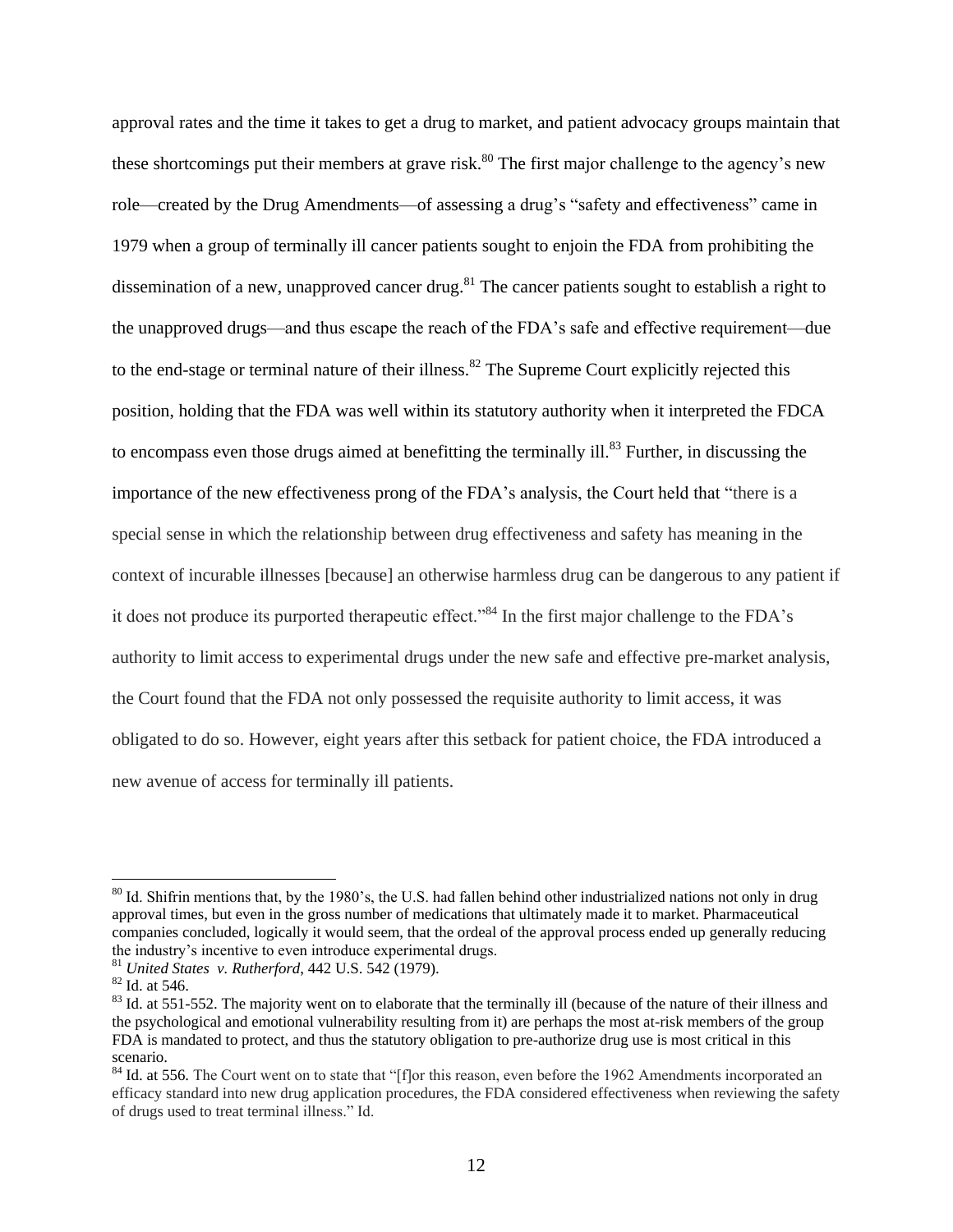approval rates and the time it takes to get a drug to market, and patient advocacy groups maintain that these shortcomings put their members at grave risk.[80] The first major challenge to the agency's new role—created by the Drug Amendments—of assessing a drug's "safety and effectiveness" came in 1979 when a group of terminally ill cancer patients sought to enjoin the FDA from prohibiting the dissemination of a new, unapproved cancer drug.[81] The cancer patients sought to establish a right to the unapproved drugs—and thus escape the reach of the FDA's safe and effective requirement—due to the end-stage or terminal nature of their illness.[82] The Supreme Court explicitly rejected this position, holding that the FDA was well within its statutory authority when it interpreted the FDCA to encompass even those drugs aimed at benefitting the terminally ill.[83] Further, in discussing the importance of the new effectiveness prong of the FDA's analysis, the Court held that "there is a special sense in which the relationship between drug effectiveness and safety has meaning in the context of incurable illnesses [because] an otherwise harmless drug can be dangerous to any patient if it does not produce its purported therapeutic effect."[84] In the first major challenge to the FDA's authority to limit access to experimental drugs under the new safe and effective pre-market analysis, the Court found that the FDA not only possessed the requisite authority to limit access, it was obligated to do so. However, eight years after this setback for patient choice, the FDA introduced a new avenue of access for terminally ill patients.

---

[80] Id. Shifrin mentions that, by the 1980's, the U.S. had fallen behind other industrialized nations not only in drug approval times, but even in the gross number of medications that ultimately made it to market. Pharmaceutical companies concluded, logically it would seem, that the ordeal of the approval process ended up generally reducing the industry's incentive to even introduce experimental drugs.

[81] *United States v. Rutherford*, 442 U.S. 542 (1979).

[82] Id. at 546.

[83] Id. at 551-552. The majority went on to elaborate that the terminally ill (because of the nature of their illness and the psychological and emotional vulnerability resulting from it) are perhaps the most at-risk members of the group FDA is mandated to protect, and thus the statutory obligation to pre-authorize drug use is most critical in this scenario.

[84] Id. at 556. The Court went on to state that "[f]or this reason, even before the 1962 Amendments incorporated an efficacy standard into new drug application procedures, the FDA considered effectiveness when reviewing the safety of drugs used to treat terminal illness." Id.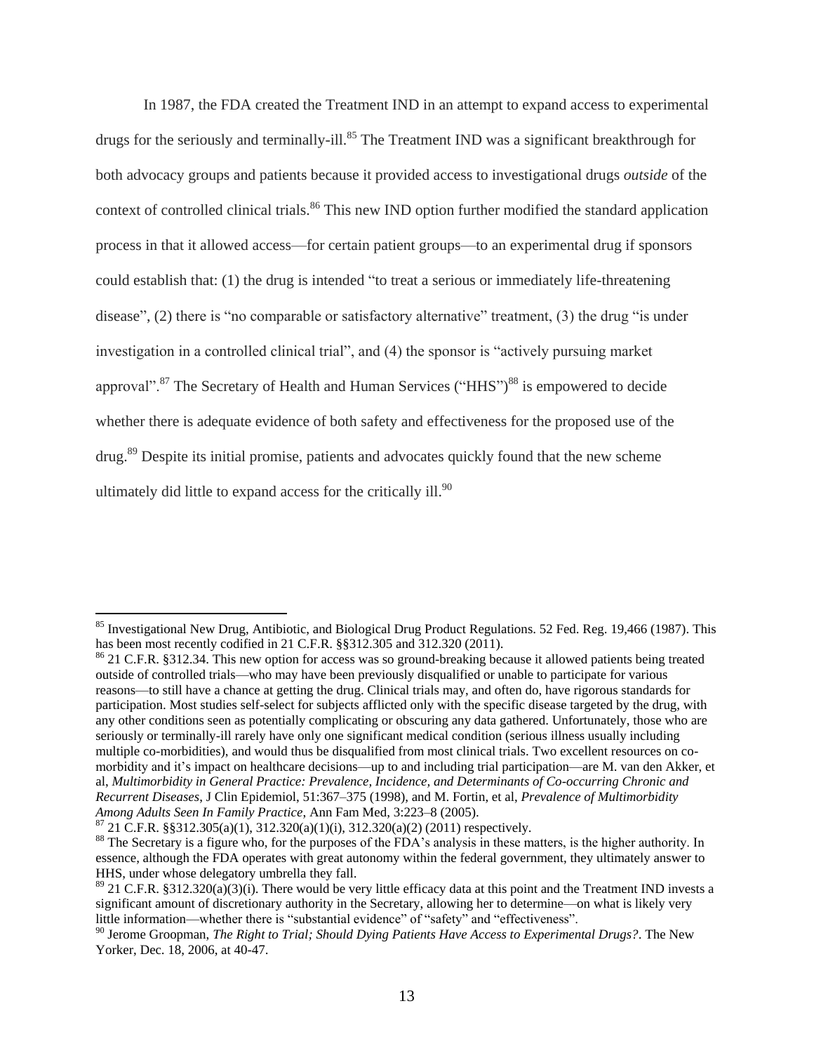In 1987, the FDA created the Treatment IND in an attempt to expand access to experimental drugs for the seriously and terminally-ill.[85] The Treatment IND was a significant breakthrough for both advocacy groups and patients because it provided access to investigational drugs *outside* of the context of controlled clinical trials.[86] This new IND option further modified the standard application process in that it allowed access—for certain patient groups—to an experimental drug if sponsors could establish that: (1) the drug is intended "to treat a serious or immediately life-threatening disease", (2) there is "no comparable or satisfactory alternative" treatment, (3) the drug "is under investigation in a controlled clinical trial", and (4) the sponsor is "actively pursuing market approval".[87] The Secretary of Health and Human Services ("HHS")[88] is empowered to decide whether there is adequate evidence of both safety and effectiveness for the proposed use of the drug.[89] Despite its initial promise, patients and advocates quickly found that the new scheme ultimately did little to expand access for the critically ill.[90]

---

[85] Investigational New Drug, Antibiotic, and Biological Drug Product Regulations. 52 Fed. Reg. 19,466 (1987). This has been most recently codified in 21 C.F.R. §§312.305 and 312.320 (2011).

[86] 21 C.F.R. §312.34. This new option for access was so ground-breaking because it allowed patients being treated outside of controlled trials—who may have been previously disqualified or unable to participate for various reasons—to still have a chance at getting the drug. Clinical trials may, and often do, have rigorous standards for participation. Most studies self-select for subjects afflicted only with the specific disease targeted by the drug, with any other conditions seen as potentially complicating or obscuring any data gathered. Unfortunately, those who are seriously or terminally-ill rarely have only one significant medical condition (serious illness usually including multiple co-morbidities), and would thus be disqualified from most clinical trials. Two excellent resources on co-morbidity and it's impact on healthcare decisions—up to and including trial participation—are M. van den Akker, et al, *Multimorbidity in General Practice: Prevalence, Incidence, and Determinants of Co-occurring Chronic and Recurrent Diseases*, J Clin Epidemiol, 51:367–375 (1998), and M. Fortin, et al, *Prevalence of Multimorbidity Among Adults Seen In Family Practice*, Ann Fam Med, 3:223–8 (2005).

[87] 21 C.F.R. §§312.305(a)(1), 312.320(a)(1)(i), 312.320(a)(2) (2011) respectively.

[88] The Secretary is a figure who, for the purposes of the FDA's analysis in these matters, is the higher authority. In essence, although the FDA operates with great autonomy within the federal government, they ultimately answer to HHS, under whose delegatory umbrella they fall.

[89] 21 C.F.R. §312.320(a)(3)(i). There would be very little efficacy data at this point and the Treatment IND invests a significant amount of discretionary authority in the Secretary, allowing her to determine—on what is likely very little information—whether there is "substantial evidence" of "safety" and "effectiveness".

[90] Jerome Groopman, *The Right to Trial; Should Dying Patients Have Access to Experimental Drugs?*. The New Yorker, Dec. 18, 2006, at 40-47.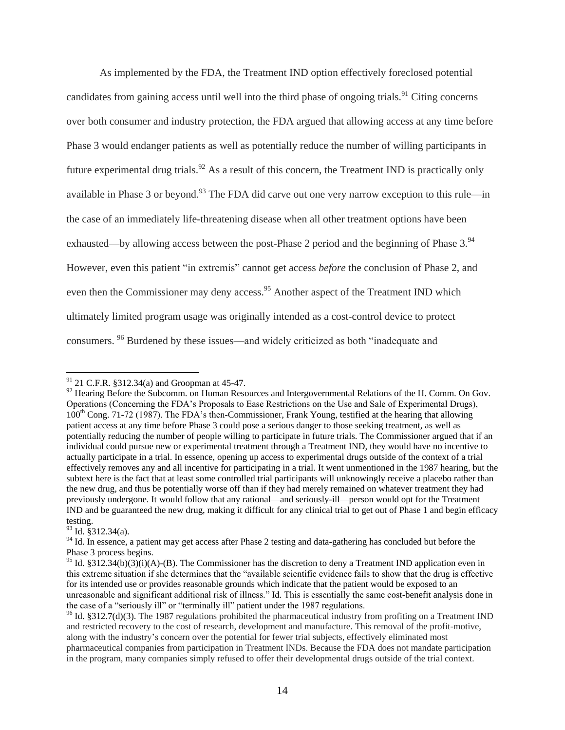As implemented by the FDA, the Treatment IND option effectively foreclosed potential candidates from gaining access until well into the third phase of ongoing trials.[91] Citing concerns over both consumer and industry protection, the FDA argued that allowing access at any time before Phase 3 would endanger patients as well as potentially reduce the number of willing participants in future experimental drug trials.[92] As a result of this concern, the Treatment IND is practically only available in Phase 3 or beyond.[93] The FDA did carve out one very narrow exception to this rule—in the case of an immediately life-threatening disease when all other treatment options have been exhausted—by allowing access between the post-Phase 2 period and the beginning of Phase 3.[94] However, even this patient "in extremis" cannot get access *before* the conclusion of Phase 2, and even then the Commissioner may deny access.[95] Another aspect of the Treatment IND which ultimately limited program usage was originally intended as a cost-control device to protect consumers. [96] Burdened by these issues—and widely criticized as both "inadequate and

---

[91] 21 C.F.R. §312.34(a) and Groopman at 45-47.

[92] Hearing Before the Subcomm. on Human Resources and Intergovernmental Relations of the H. Comm. On Gov. Operations (Concerning the FDA's Proposals to Ease Restrictions on the Use and Sale of Experimental Drugs), 100th Cong. 71-72 (1987). The FDA's then-Commissioner, Frank Young, testified at the hearing that allowing patient access at any time before Phase 3 could pose a serious danger to those seeking treatment, as well as potentially reducing the number of people willing to participate in future trials. The Commissioner argued that if an individual could pursue new or experimental treatment through a Treatment IND, they would have no incentive to actually participate in a trial. In essence, opening up access to experimental drugs outside of the context of a trial effectively removes any and all incentive for participating in a trial. It went unmentioned in the 1987 hearing, but the subtext here is the fact that at least some controlled trial participants will unknowingly receive a placebo rather than the new drug, and thus be potentially worse off than if they had merely remained on whatever treatment they had previously undergone. It would follow that any rational—and seriously-ill—person would opt for the Treatment IND and be guaranteed the new drug, making it difficult for any clinical trial to get out of Phase 1 and begin efficacy testing.

[93] Id. §312.34(a).

[94] Id. In essence, a patient may get access after Phase 2 testing and data-gathering has concluded but before the Phase 3 process begins.

[95] Id. §312.34(b)(3)(i)(A)-(B). The Commissioner has the discretion to deny a Treatment IND application even in this extreme situation if she determines that the "available scientific evidence fails to show that the drug is effective for its intended use or provides reasonable grounds which indicate that the patient would be exposed to an unreasonable and significant additional risk of illness." Id. This is essentially the same cost-benefit analysis done in the case of a "seriously ill" or "terminally ill" patient under the 1987 regulations.

[96] Id. §312.7(d)(3). The 1987 regulations prohibited the pharmaceutical industry from profiting on a Treatment IND and restricted recovery to the cost of research, development and manufacture. This removal of the profit-motive, along with the industry's concern over the potential for fewer trial subjects, effectively eliminated most pharmaceutical companies from participation in Treatment INDs. Because the FDA does not mandate participation in the program, many companies simply refused to offer their developmental drugs outside of the trial context.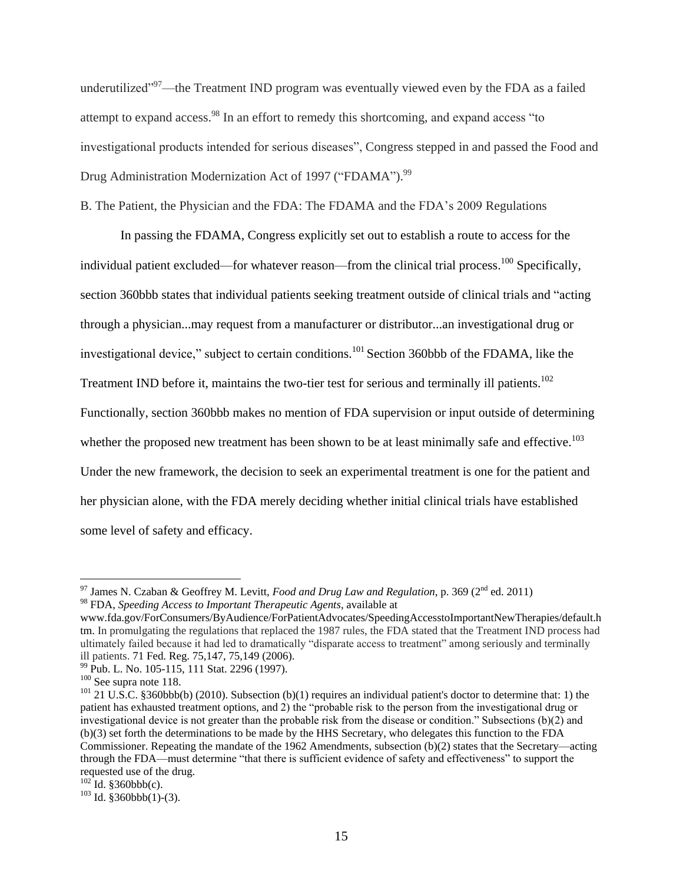underutilized"[97]—the Treatment IND program was eventually viewed even by the FDA as a failed attempt to expand access.[98] In an effort to remedy this shortcoming, and expand access "to investigational products intended for serious diseases", Congress stepped in and passed the Food and Drug Administration Modernization Act of 1997 ("FDAMA").[99]

B. The Patient, the Physician and the FDA: The FDAMA and the FDA's 2009 Regulations

In passing the FDAMA, Congress explicitly set out to establish a route to access for the individual patient excluded—for whatever reason—from the clinical trial process.[100] Specifically, section 360bbb states that individual patients seeking treatment outside of clinical trials and "acting through a physician...may request from a manufacturer or distributor...an investigational drug or investigational device," subject to certain conditions.[101] Section 360bbb of the FDAMA, like the Treatment IND before it, maintains the two-tier test for serious and terminally ill patients.[102] Functionally, section 360bbb makes no mention of FDA supervision or input outside of determining whether the proposed new treatment has been shown to be at least minimally safe and effective.[103] Under the new framework, the decision to seek an experimental treatment is one for the patient and her physician alone, with the FDA merely deciding whether initial clinical trials have established some level of safety and efficacy.

---

[97] James N. Czaban & Geoffrey M. Levitt, *Food and Drug Law and Regulation*, p. 369 (2nd ed. 2011)

[98] FDA, *Speeding Access to Important Therapeutic Agents*, available at www.fda.gov/ForConsumers/ByAudience/ForPatientAdvocates/SpeedingAccesstoImportantNewTherapies/default.htm. In promulgating the regulations that replaced the 1987 rules, the FDA stated that the Treatment IND process had ultimately failed because it had led to dramatically "disparate access to treatment" among seriously and terminally ill patients. 71 Fed. Reg. 75,147, 75,149 (2006).

[99] Pub. L. No. 105-115, 111 Stat. 2296 (1997).

[100] See supra note 118.

[101] 21 U.S.C. §360bbb(b) (2010). Subsection (b)(1) requires an individual patient's doctor to determine that: 1) the patient has exhausted treatment options, and 2) the "probable risk to the person from the investigational drug or investigational device is not greater than the probable risk from the disease or condition." Subsections (b)(2) and (b)(3) set forth the determinations to be made by the HHS Secretary, who delegates this function to the FDA Commissioner. Repeating the mandate of the 1962 Amendments, subsection (b)(2) states that the Secretary—acting through the FDA—must determine "that there is sufficient evidence of safety and effectiveness" to support the requested use of the drug.

[102] Id. §360bbb(c).

[103] Id. §360bbb(1)-(3).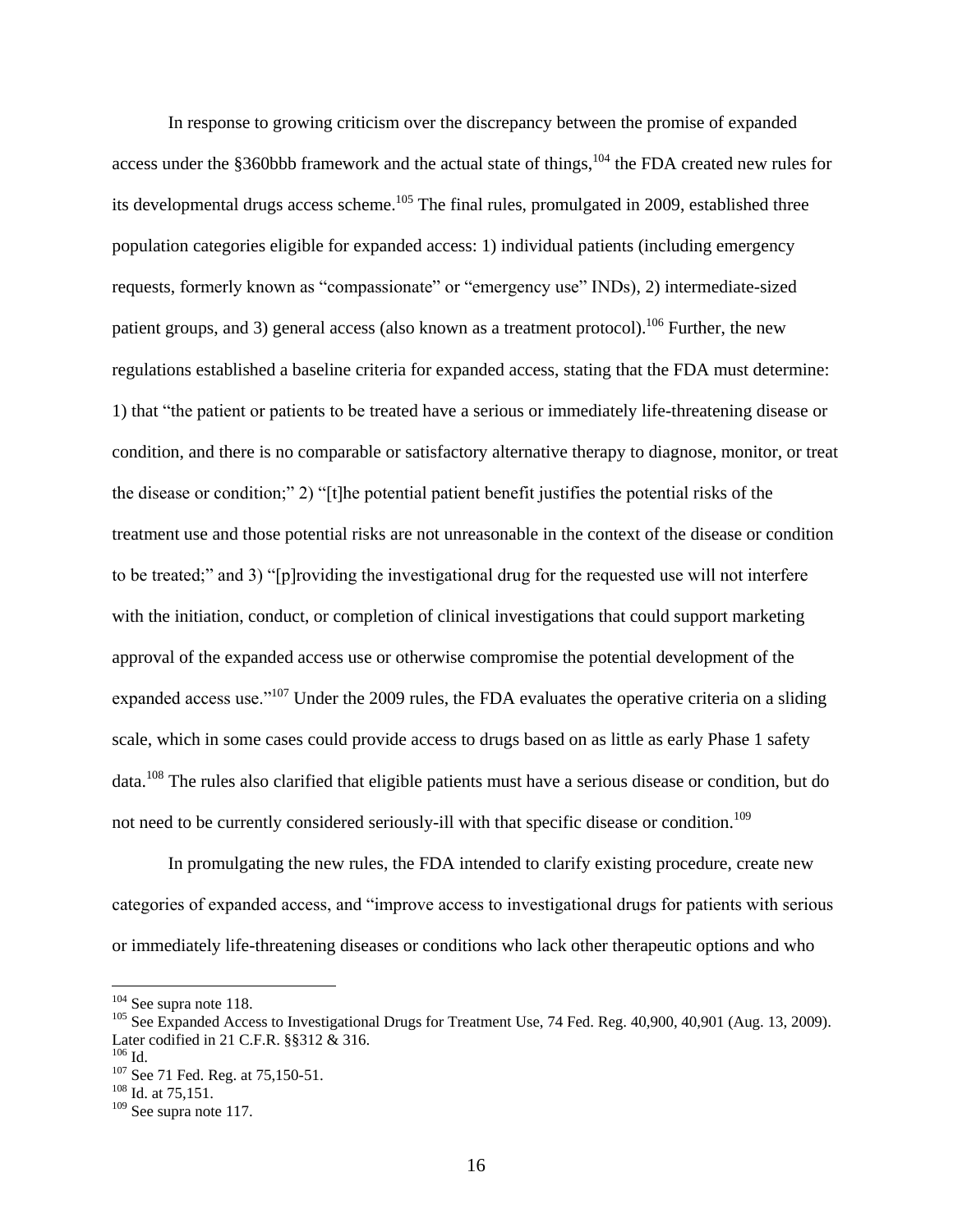In response to growing criticism over the discrepancy between the promise of expanded access under the §360bbb framework and the actual state of things,[104] the FDA created new rules for its developmental drugs access scheme.[105] The final rules, promulgated in 2009, established three population categories eligible for expanded access: 1) individual patients (including emergency requests, formerly known as "compassionate" or "emergency use" INDs), 2) intermediate-sized patient groups, and 3) general access (also known as a treatment protocol).[106] Further, the new regulations established a baseline criteria for expanded access, stating that the FDA must determine: 1) that "the patient or patients to be treated have a serious or immediately life-threatening disease or condition, and there is no comparable or satisfactory alternative therapy to diagnose, monitor, or treat the disease or condition;" 2) "[t]he potential patient benefit justifies the potential risks of the treatment use and those potential risks are not unreasonable in the context of the disease or condition to be treated;" and 3) "[p]roviding the investigational drug for the requested use will not interfere with the initiation, conduct, or completion of clinical investigations that could support marketing approval of the expanded access use or otherwise compromise the potential development of the expanded access use."[107] Under the 2009 rules, the FDA evaluates the operative criteria on a sliding scale, which in some cases could provide access to drugs based on as little as early Phase 1 safety data.[108] The rules also clarified that eligible patients must have a serious disease or condition, but do not need to be currently considered seriously-ill with that specific disease or condition.[109]

In promulgating the new rules, the FDA intended to clarify existing procedure, create new categories of expanded access, and "improve access to investigational drugs for patients with serious or immediately life-threatening diseases or conditions who lack other therapeutic options and who

---

[104] See supra note 118.

[105] See Expanded Access to Investigational Drugs for Treatment Use, 74 Fed. Reg. 40,900, 40,901 (Aug. 13, 2009). Later codified in 21 C.F.R. §§312 & 316.

[106] Id.

[107] See 71 Fed. Reg. at 75,150-51.

[108] Id. at 75,151.

[109] See supra note 117.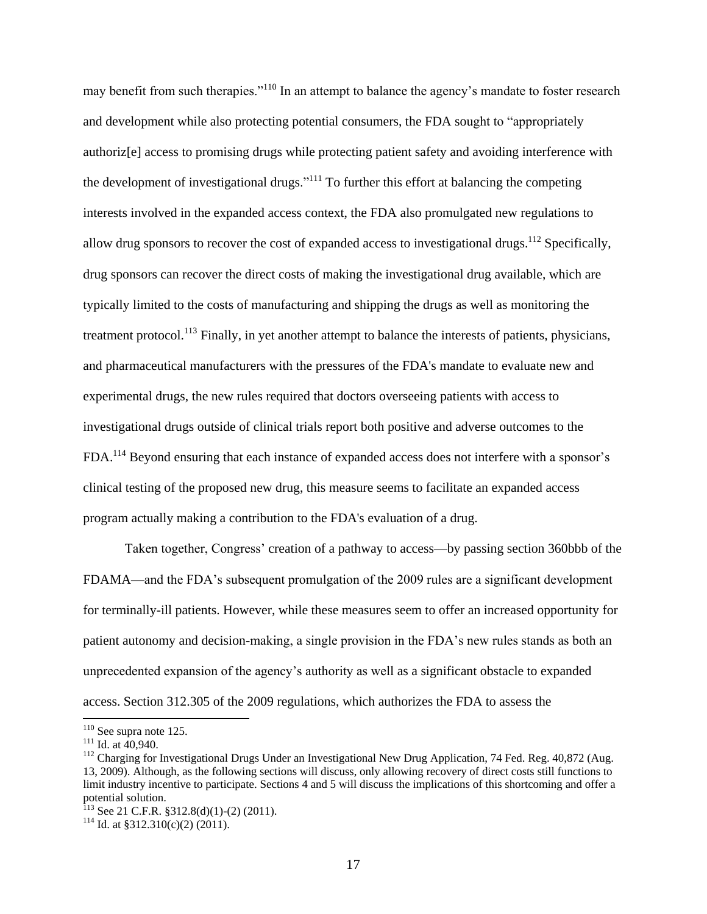may benefit from such therapies."[110] In an attempt to balance the agency's mandate to foster research and development while also protecting potential consumers, the FDA sought to "appropriately authoriz[e] access to promising drugs while protecting patient safety and avoiding interference with the development of investigational drugs."[111] To further this effort at balancing the competing interests involved in the expanded access context, the FDA also promulgated new regulations to allow drug sponsors to recover the cost of expanded access to investigational drugs.[112] Specifically, drug sponsors can recover the direct costs of making the investigational drug available, which are typically limited to the costs of manufacturing and shipping the drugs as well as monitoring the treatment protocol.[113] Finally, in yet another attempt to balance the interests of patients, physicians, and pharmaceutical manufacturers with the pressures of the FDA's mandate to evaluate new and experimental drugs, the new rules required that doctors overseeing patients with access to investigational drugs outside of clinical trials report both positive and adverse outcomes to the FDA.[114] Beyond ensuring that each instance of expanded access does not interfere with a sponsor's clinical testing of the proposed new drug, this measure seems to facilitate an expanded access program actually making a contribution to the FDA's evaluation of a drug.

Taken together, Congress' creation of a pathway to access—by passing section 360bbb of the FDAMA—and the FDA's subsequent promulgation of the 2009 rules are a significant development for terminally-ill patients. However, while these measures seem to offer an increased opportunity for patient autonomy and decision-making, a single provision in the FDA's new rules stands as both an unprecedented expansion of the agency's authority as well as a significant obstacle to expanded access. Section 312.305 of the 2009 regulations, which authorizes the FDA to assess the

---

[110] See supra note 125.

[111] Id. at 40,940.

[112] Charging for Investigational Drugs Under an Investigational New Drug Application, 74 Fed. Reg. 40,872 (Aug. 13, 2009). Although, as the following sections will discuss, only allowing recovery of direct costs still functions to limit industry incentive to participate. Sections 4 and 5 will discuss the implications of this shortcoming and offer a potential solution.

[113] See 21 C.F.R. §312.8(d)(1)-(2) (2011).

[114] Id. at §312.310(c)(2) (2011).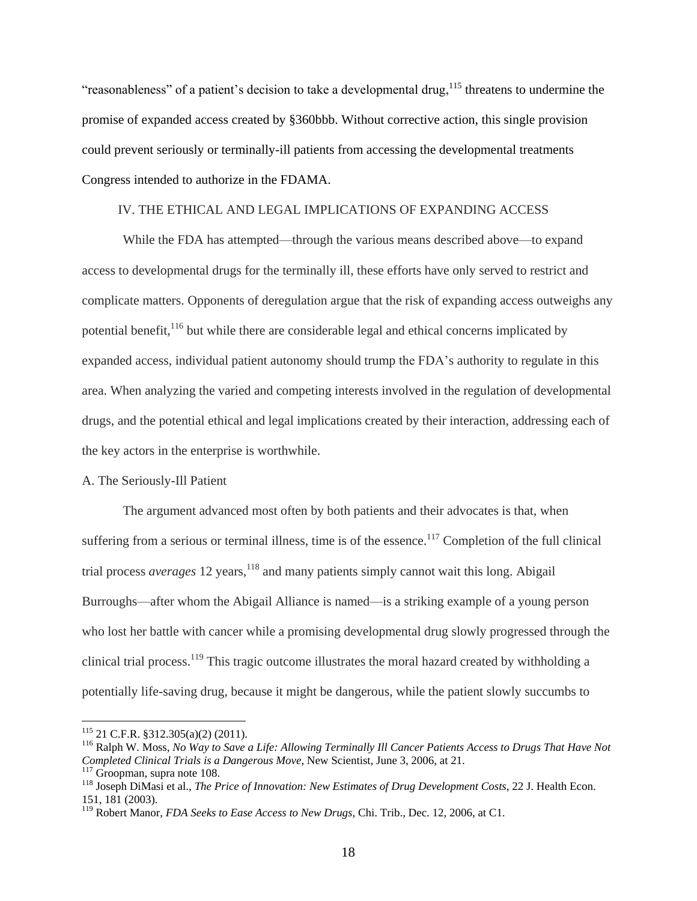"reasonableness" of a patient's decision to take a developmental drug,[115] threatens to undermine the promise of expanded access created by §360bbb. Without corrective action, this single provision could prevent seriously or terminally-ill patients from accessing the developmental treatments Congress intended to authorize in the FDAMA.

## IV. THE ETHICAL AND LEGAL IMPLICATIONS OF EXPANDING ACCESS

While the FDA has attempted—through the various means described above—to expand access to developmental drugs for the terminally ill, these efforts have only served to restrict and complicate matters. Opponents of deregulation argue that the risk of expanding access outweighs any potential benefit,[116] but while there are considerable legal and ethical concerns implicated by expanded access, individual patient autonomy should trump the FDA's authority to regulate in this area. When analyzing the varied and competing interests involved in the regulation of developmental drugs, and the potential ethical and legal implications created by their interaction, addressing each of the key actors in the enterprise is worthwhile.

### A. The Seriously-Ill Patient

The argument advanced most often by both patients and their advocates is that, when suffering from a serious or terminal illness, time is of the essence.[117] Completion of the full clinical trial process *averages* 12 years,[118] and many patients simply cannot wait this long. Abigail Burroughs—after whom the Abigail Alliance is named—is a striking example of a young person who lost her battle with cancer while a promising developmental drug slowly progressed through the clinical trial process.[119] This tragic outcome illustrates the moral hazard created by withholding a potentially life-saving drug, because it might be dangerous, while the patient slowly succumbs to

---

[115] 21 C.F.R. §312.305(a)(2) (2011).

[116] Ralph W. Moss, *No Way to Save a Life: Allowing Terminally Ill Cancer Patients Access to Drugs That Have Not Completed Clinical Trials is a Dangerous Move*, New Scientist, June 3, 2006, at 21.

[117] Groopman, supra note 108.

[118] Joseph DiMasi et al., *The Price of Innovation: New Estimates of Drug Development Costs*, 22 J. Health Econ. 151, 181 (2003).

[119] Robert Manor, *FDA Seeks to Ease Access to New Drugs*, Chi. Trib., Dec. 12, 2006, at C1.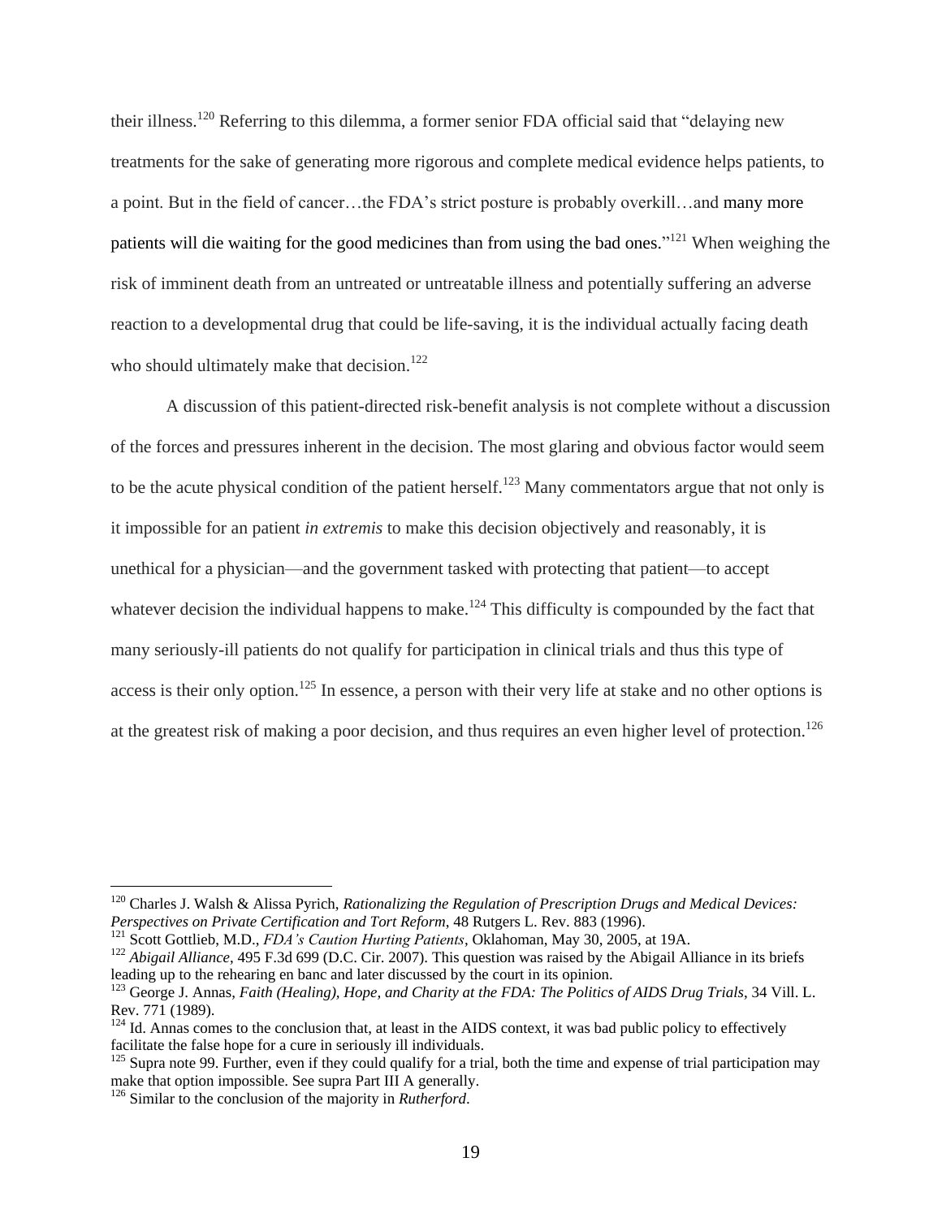their illness.[120] Referring to this dilemma, a former senior FDA official said that "delaying new treatments for the sake of generating more rigorous and complete medical evidence helps patients, to a point. But in the field of cancer…the FDA's strict posture is probably overkill…and many more patients will die waiting for the good medicines than from using the bad ones."[121] When weighing the risk of imminent death from an untreated or untreatable illness and potentially suffering an adverse reaction to a developmental drug that could be life-saving, it is the individual actually facing death who should ultimately make that decision.[122]

A discussion of this patient-directed risk-benefit analysis is not complete without a discussion of the forces and pressures inherent in the decision. The most glaring and obvious factor would seem to be the acute physical condition of the patient herself.[123] Many commentators argue that not only is it impossible for an patient *in extremis* to make this decision objectively and reasonably, it is unethical for a physician—and the government tasked with protecting that patient—to accept whatever decision the individual happens to make.[124] This difficulty is compounded by the fact that many seriously-ill patients do not qualify for participation in clinical trials and thus this type of access is their only option.[125] In essence, a person with their very life at stake and no other options is at the greatest risk of making a poor decision, and thus requires an even higher level of protection.[126]

---

[120] Charles J. Walsh & Alissa Pyrich, *Rationalizing the Regulation of Prescription Drugs and Medical Devices: Perspectives on Private Certification and Tort Reform*, 48 Rutgers L. Rev. 883 (1996).

[121] Scott Gottlieb, M.D., *FDA's Caution Hurting Patients*, Oklahoman, May 30, 2005, at 19A.

[122] *Abigail Alliance*, 495 F.3d 699 (D.C. Cir. 2007). This question was raised by the Abigail Alliance in its briefs leading up to the rehearing en banc and later discussed by the court in its opinion.

[123] George J. Annas, *Faith (Healing), Hope, and Charity at the FDA: The Politics of AIDS Drug Trials*, 34 Vill. L. Rev. 771 (1989).

[124] Id. Annas comes to the conclusion that, at least in the AIDS context, it was bad public policy to effectively facilitate the false hope for a cure in seriously ill individuals.

[125] Supra note 99. Further, even if they could qualify for a trial, both the time and expense of trial participation may make that option impossible. See supra Part III A generally.

[126] Similar to the conclusion of the majority in *Rutherford*.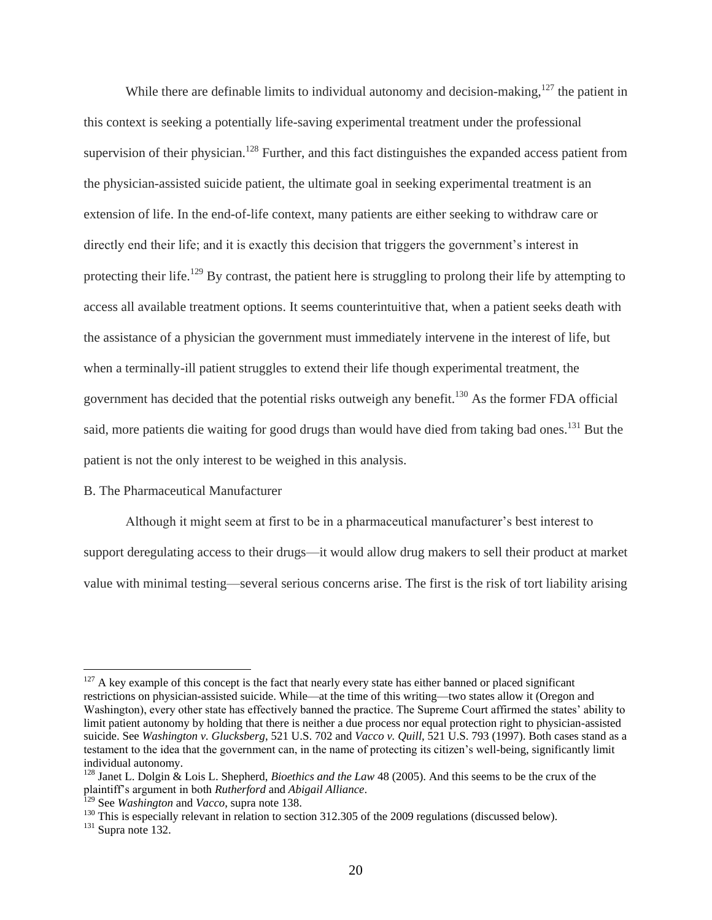While there are definable limits to individual autonomy and decision-making,[127] the patient in this context is seeking a potentially life-saving experimental treatment under the professional supervision of their physician.[128] Further, and this fact distinguishes the expanded access patient from the physician-assisted suicide patient, the ultimate goal in seeking experimental treatment is an extension of life. In the end-of-life context, many patients are either seeking to withdraw care or directly end their life; and it is exactly this decision that triggers the government's interest in protecting their life.[129] By contrast, the patient here is struggling to prolong their life by attempting to access all available treatment options. It seems counterintuitive that, when a patient seeks death with the assistance of a physician the government must immediately intervene in the interest of life, but when a terminally-ill patient struggles to extend their life though experimental treatment, the government has decided that the potential risks outweigh any benefit.[130] As the former FDA official said, more patients die waiting for good drugs than would have died from taking bad ones.[131] But the patient is not the only interest to be weighed in this analysis.

B. The Pharmaceutical Manufacturer

Although it might seem at first to be in a pharmaceutical manufacturer's best interest to support deregulating access to their drugs—it would allow drug makers to sell their product at market value with minimal testing—several serious concerns arise. The first is the risk of tort liability arising

---

[127] A key example of this concept is the fact that nearly every state has either banned or placed significant restrictions on physician-assisted suicide. While—at the time of this writing—two states allow it (Oregon and Washington), every other state has effectively banned the practice. The Supreme Court affirmed the states' ability to limit patient autonomy by holding that there is neither a due process nor equal protection right to physician-assisted suicide. See *Washington v. Glucksberg*, 521 U.S. 702 and *Vacco v. Quill*, 521 U.S. 793 (1997). Both cases stand as a testament to the idea that the government can, in the name of protecting its citizen's well-being, significantly limit individual autonomy.

[128] Janet L. Dolgin & Lois L. Shepherd, *Bioethics and the Law* 48 (2005). And this seems to be the crux of the plaintiff's argument in both *Rutherford* and *Abigail Alliance*.

[129] See *Washington* and *Vacco*, supra note 138.

[130] This is especially relevant in relation to section 312.305 of the 2009 regulations (discussed below).

[131] Supra note 132.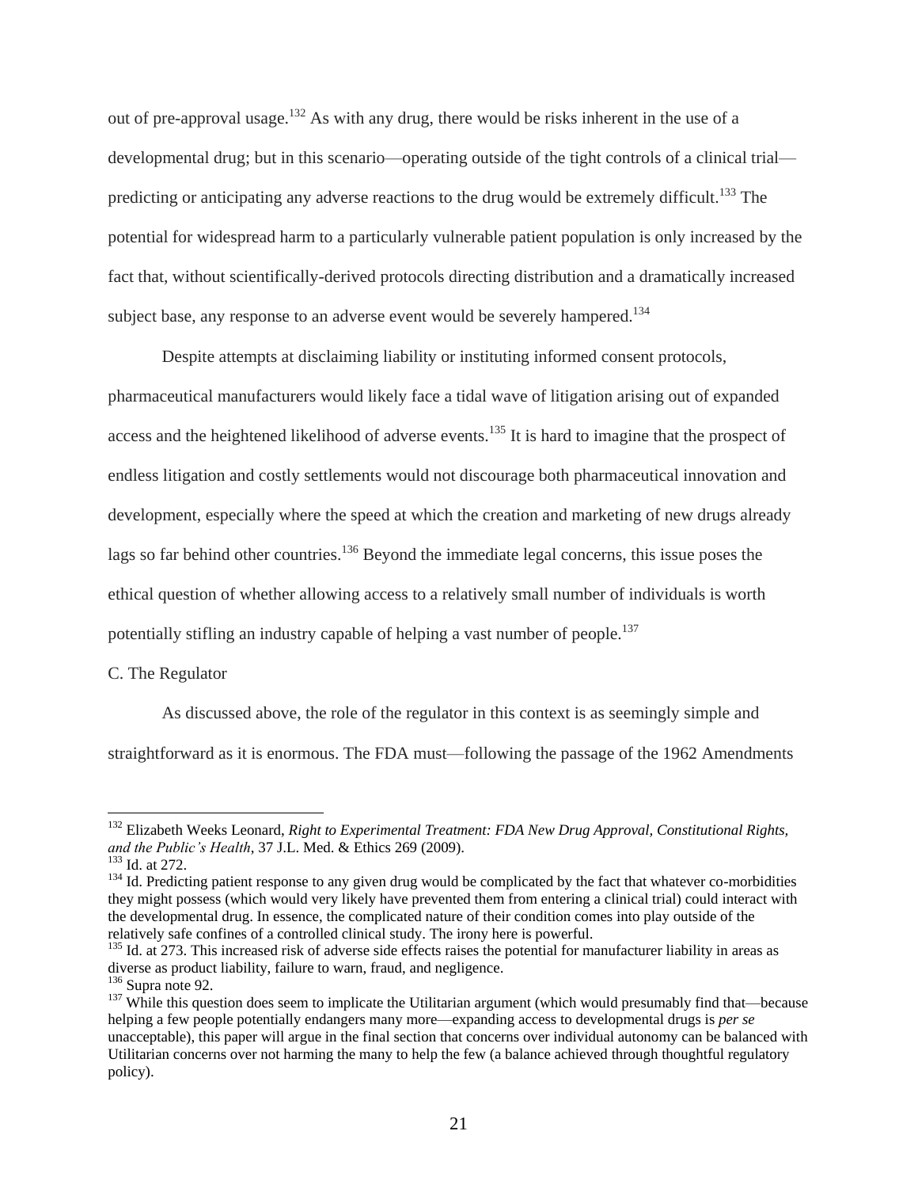out of pre-approval usage.[132] As with any drug, there would be risks inherent in the use of a developmental drug; but in this scenario—operating outside of the tight controls of a clinical trial—predicting or anticipating any adverse reactions to the drug would be extremely difficult.[133] The potential for widespread harm to a particularly vulnerable patient population is only increased by the fact that, without scientifically-derived protocols directing distribution and a dramatically increased subject base, any response to an adverse event would be severely hampered.[134]

Despite attempts at disclaiming liability or instituting informed consent protocols, pharmaceutical manufacturers would likely face a tidal wave of litigation arising out of expanded access and the heightened likelihood of adverse events.[135] It is hard to imagine that the prospect of endless litigation and costly settlements would not discourage both pharmaceutical innovation and development, especially where the speed at which the creation and marketing of new drugs already lags so far behind other countries.[136] Beyond the immediate legal concerns, this issue poses the ethical question of whether allowing access to a relatively small number of individuals is worth potentially stifling an industry capable of helping a vast number of people.[137]

C. The Regulator

As discussed above, the role of the regulator in this context is as seemingly simple and straightforward as it is enormous. The FDA must—following the passage of the 1962 Amendments

---

[132] Elizabeth Weeks Leonard, *Right to Experimental Treatment: FDA New Drug Approval, Constitutional Rights, and the Public's Health*, 37 J.L. Med. & Ethics 269 (2009).

[133] Id. at 272.

[134] Id. Predicting patient response to any given drug would be complicated by the fact that whatever co-morbidities they might possess (which would very likely have prevented them from entering a clinical trial) could interact with the developmental drug. In essence, the complicated nature of their condition comes into play outside of the relatively safe confines of a controlled clinical study. The irony here is powerful.

[135] Id. at 273. This increased risk of adverse side effects raises the potential for manufacturer liability in areas as diverse as product liability, failure to warn, fraud, and negligence.

[136] Supra note 92.

[137] While this question does seem to implicate the Utilitarian argument (which would presumably find that—because helping a few people potentially endangers many more—expanding access to developmental drugs is *per se* unacceptable), this paper will argue in the final section that concerns over individual autonomy can be balanced with Utilitarian concerns over not harming the many to help the few (a balance achieved through thoughtful regulatory policy).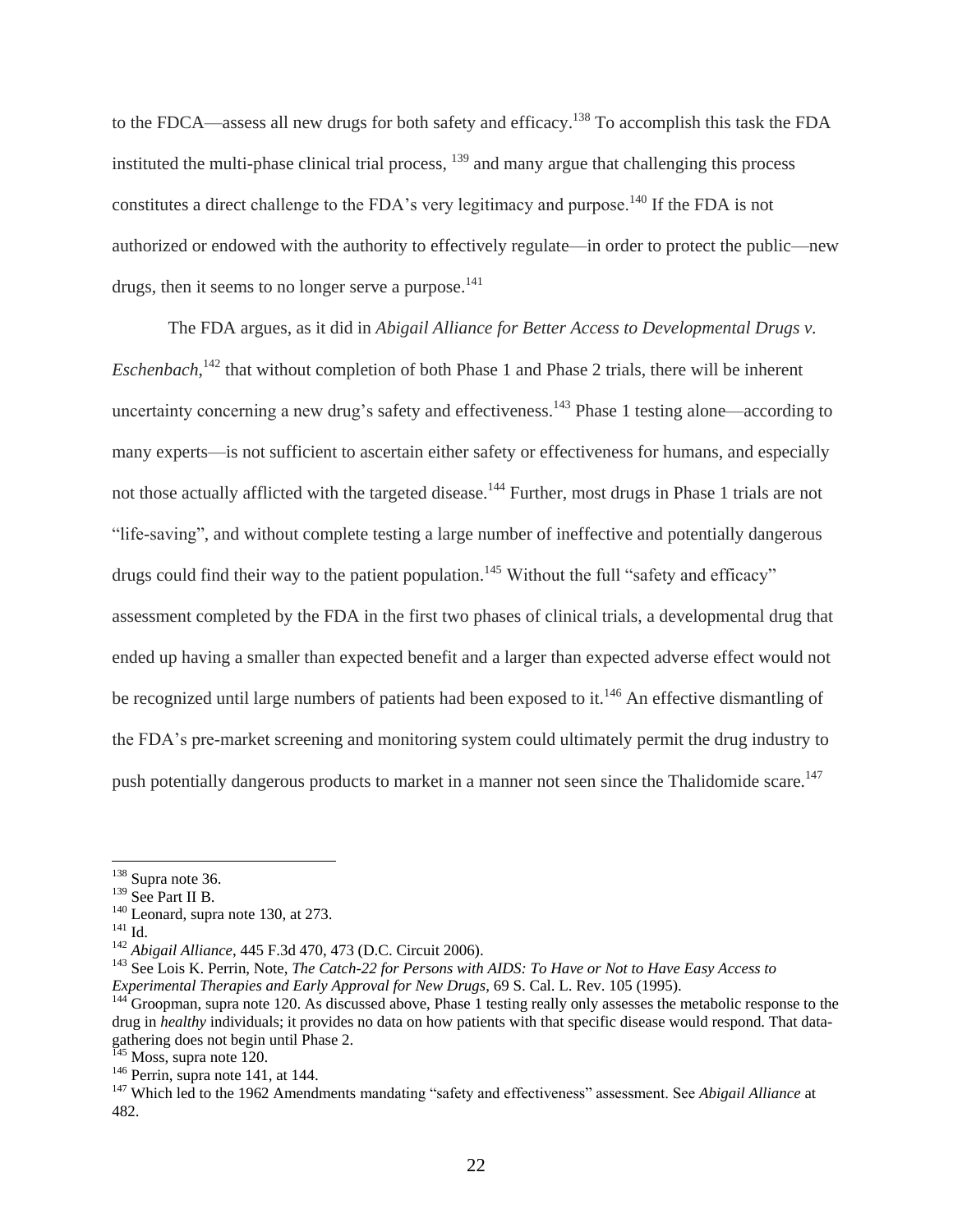to the FDCA—assess all new drugs for both safety and efficacy.[138] To accomplish this task the FDA instituted the multi-phase clinical trial process, [139] and many argue that challenging this process constitutes a direct challenge to the FDA's very legitimacy and purpose.[140] If the FDA is not authorized or endowed with the authority to effectively regulate—in order to protect the public—new drugs, then it seems to no longer serve a purpose.[141]

The FDA argues, as it did in *Abigail Alliance for Better Access to Developmental Drugs v. Eschenbach*,[142] that without completion of both Phase 1 and Phase 2 trials, there will be inherent uncertainty concerning a new drug's safety and effectiveness.[143] Phase 1 testing alone—according to many experts—is not sufficient to ascertain either safety or effectiveness for humans, and especially not those actually afflicted with the targeted disease.[144] Further, most drugs in Phase 1 trials are not "life-saving", and without complete testing a large number of ineffective and potentially dangerous drugs could find their way to the patient population.[145] Without the full "safety and efficacy" assessment completed by the FDA in the first two phases of clinical trials, a developmental drug that ended up having a smaller than expected benefit and a larger than expected adverse effect would not be recognized until large numbers of patients had been exposed to it.[146] An effective dismantling of the FDA's pre-market screening and monitoring system could ultimately permit the drug industry to push potentially dangerous products to market in a manner not seen since the Thalidomide scare.[147]

---

[138] Supra note 36.

[139] See Part II B.

[140] Leonard, supra note 130, at 273.

[141] Id.

[142] *Abigail Alliance*, 445 F.3d 470, 473 (D.C. Circuit 2006).

[143] See Lois K. Perrin, Note, *The Catch-22 for Persons with AIDS: To Have or Not to Have Easy Access to Experimental Therapies and Early Approval for New Drugs*, 69 S. Cal. L. Rev. 105 (1995).

[144] Groopman, supra note 120. As discussed above, Phase 1 testing really only assesses the metabolic response to the drug in *healthy* individuals; it provides no data on how patients with that specific disease would respond. That data-gathering does not begin until Phase 2.

[145] Moss, supra note 120.

[146] Perrin, supra note 141, at 144.

[147] Which led to the 1962 Amendments mandating "safety and effectiveness" assessment. See *Abigail Alliance* at 482.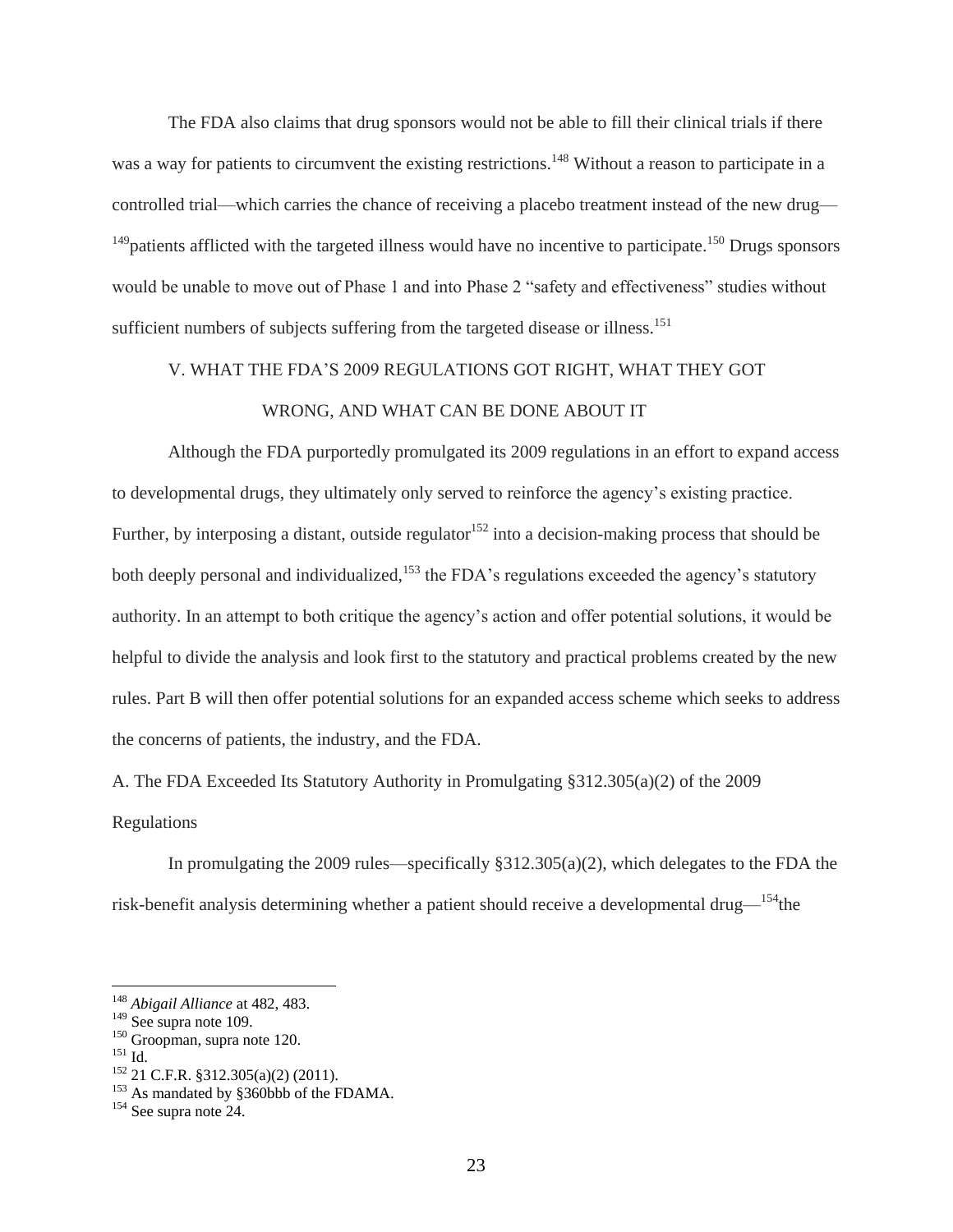The FDA also claims that drug sponsors would not be able to fill their clinical trials if there was a way for patients to circumvent the existing restrictions.[148] Without a reason to participate in a controlled trial—which carries the chance of receiving a placebo treatment instead of the new drug—[149]patients afflicted with the targeted illness would have no incentive to participate.[150] Drugs sponsors would be unable to move out of Phase 1 and into Phase 2 "safety and effectiveness" studies without sufficient numbers of subjects suffering from the targeted disease or illness.[151]

## V. WHAT THE FDA'S 2009 REGULATIONS GOT RIGHT, WHAT THEY GOT WRONG, AND WHAT CAN BE DONE ABOUT IT

Although the FDA purportedly promulgated its 2009 regulations in an effort to expand access to developmental drugs, they ultimately only served to reinforce the agency's existing practice. Further, by interposing a distant, outside regulator[152] into a decision-making process that should be both deeply personal and individualized,[153] the FDA's regulations exceeded the agency's statutory authority. In an attempt to both critique the agency's action and offer potential solutions, it would be helpful to divide the analysis and look first to the statutory and practical problems created by the new rules. Part B will then offer potential solutions for an expanded access scheme which seeks to address the concerns of patients, the industry, and the FDA.

### A. The FDA Exceeded Its Statutory Authority in Promulgating §312.305(a)(2) of the 2009 Regulations

In promulgating the 2009 rules—specifically §312.305(a)(2), which delegates to the FDA the risk-benefit analysis determining whether a patient should receive a developmental drug—[154]the

---

[148] *Abigail Alliance* at 482, 483.
[149] See supra note 109.
[150] Groopman, supra note 120.
[151] Id.
[152] 21 C.F.R. §312.305(a)(2) (2011).
[153] As mandated by §360bbb of the FDAMA.
[154] See supra note 24.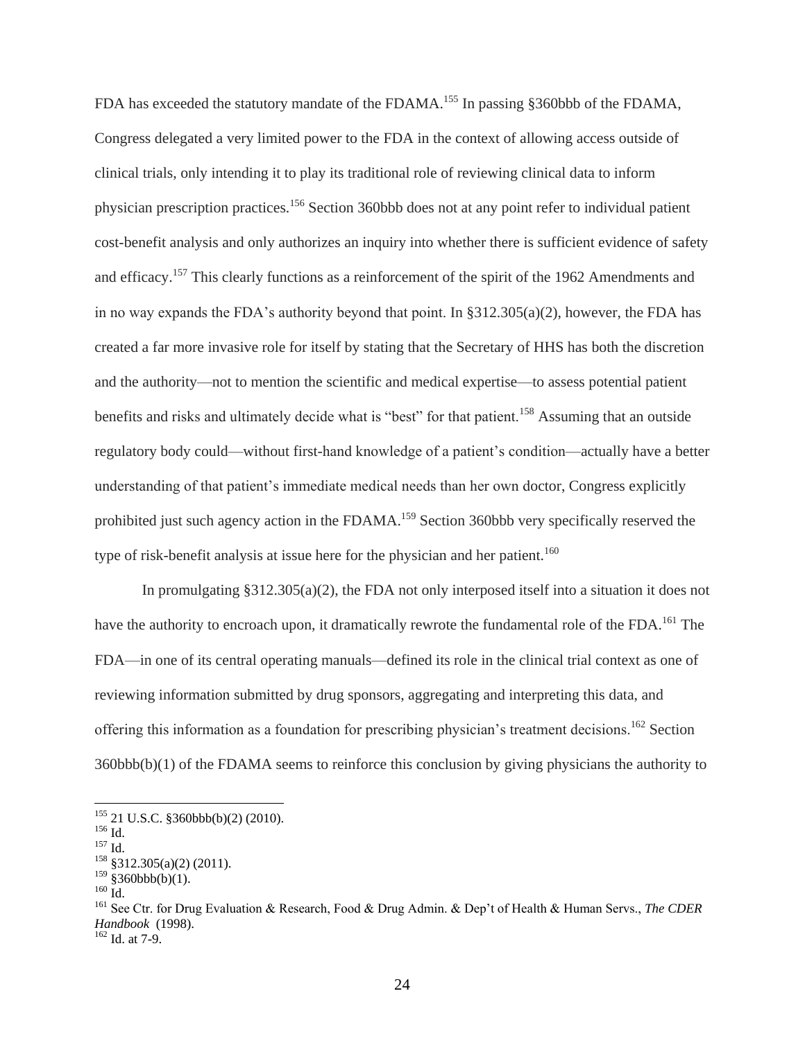FDA has exceeded the statutory mandate of the FDAMA.[155] In passing §360bbb of the FDAMA, Congress delegated a very limited power to the FDA in the context of allowing access outside of clinical trials, only intending it to play its traditional role of reviewing clinical data to inform physician prescription practices.[156] Section 360bbb does not at any point refer to individual patient cost-benefit analysis and only authorizes an inquiry into whether there is sufficient evidence of safety and efficacy.[157] This clearly functions as a reinforcement of the spirit of the 1962 Amendments and in no way expands the FDA's authority beyond that point. In §312.305(a)(2), however, the FDA has created a far more invasive role for itself by stating that the Secretary of HHS has both the discretion and the authority—not to mention the scientific and medical expertise—to assess potential patient benefits and risks and ultimately decide what is "best" for that patient.[158] Assuming that an outside regulatory body could—without first-hand knowledge of a patient's condition—actually have a better understanding of that patient's immediate medical needs than her own doctor, Congress explicitly prohibited just such agency action in the FDAMA.[159] Section 360bbb very specifically reserved the type of risk-benefit analysis at issue here for the physician and her patient.[160]

In promulgating §312.305(a)(2), the FDA not only interposed itself into a situation it does not have the authority to encroach upon, it dramatically rewrote the fundamental role of the FDA.[161] The FDA—in one of its central operating manuals—defined its role in the clinical trial context as one of reviewing information submitted by drug sponsors, aggregating and interpreting this data, and offering this information as a foundation for prescribing physician's treatment decisions.[162] Section 360bbb(b)(1) of the FDAMA seems to reinforce this conclusion by giving physicians the authority to

---

[155] 21 U.S.C. §360bbb(b)(2) (2010).
[156] Id.
[157] Id.
[158] §312.305(a)(2) (2011).
[159] §360bbb(b)(1).
[160] Id.
[161] See Ctr. for Drug Evaluation & Research, Food & Drug Admin. & Dep't of Health & Human Servs., *The CDER Handbook* (1998).
[162] Id. at 7-9.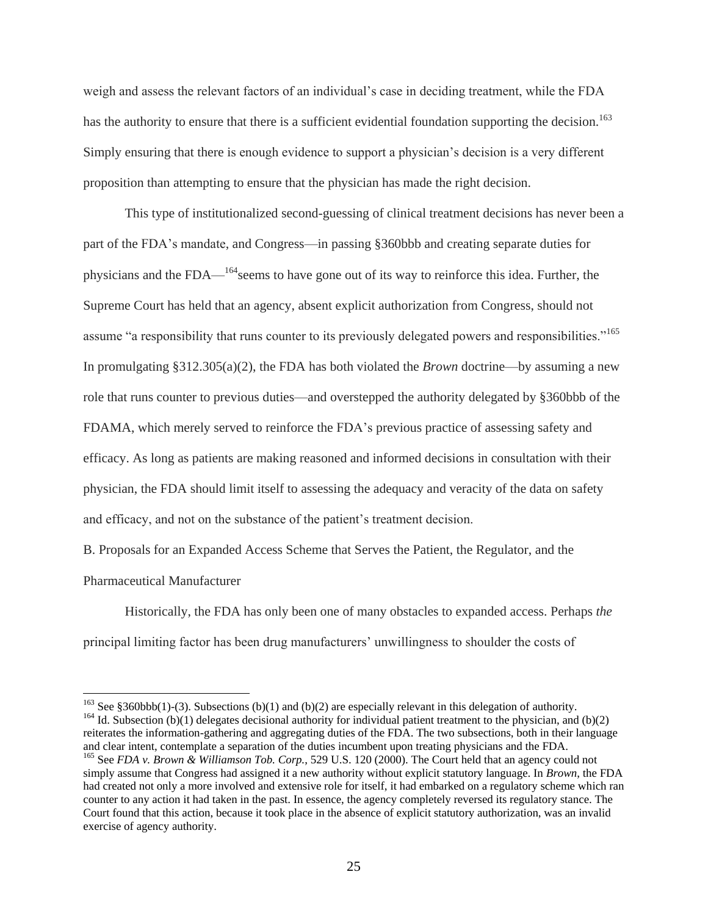weigh and assess the relevant factors of an individual's case in deciding treatment, while the FDA has the authority to ensure that there is a sufficient evidential foundation supporting the decision.[163] Simply ensuring that there is enough evidence to support a physician's decision is a very different proposition than attempting to ensure that the physician has made the right decision.

This type of institutionalized second-guessing of clinical treatment decisions has never been a part of the FDA's mandate, and Congress—in passing §360bbb and creating separate duties for physicians and the FDA—[164]seems to have gone out of its way to reinforce this idea. Further, the Supreme Court has held that an agency, absent explicit authorization from Congress, should not assume "a responsibility that runs counter to its previously delegated powers and responsibilities."[165] In promulgating §312.305(a)(2), the FDA has both violated the *Brown* doctrine—by assuming a new role that runs counter to previous duties—and overstepped the authority delegated by §360bbb of the FDAMA, which merely served to reinforce the FDA's previous practice of assessing safety and efficacy. As long as patients are making reasoned and informed decisions in consultation with their physician, the FDA should limit itself to assessing the adequacy and veracity of the data on safety and efficacy, and not on the substance of the patient's treatment decision.

B. Proposals for an Expanded Access Scheme that Serves the Patient, the Regulator, and the Pharmaceutical Manufacturer

Historically, the FDA has only been one of many obstacles to expanded access. Perhaps *the* principal limiting factor has been drug manufacturers' unwillingness to shoulder the costs of

---

[163] See §360bbb(1)-(3). Subsections (b)(1) and (b)(2) are especially relevant in this delegation of authority.

[164] Id. Subsection (b)(1) delegates decisional authority for individual patient treatment to the physician, and (b)(2) reiterates the information-gathering and aggregating duties of the FDA. The two subsections, both in their language and clear intent, contemplate a separation of the duties incumbent upon treating physicians and the FDA.

[165] See *FDA v. Brown & Williamson Tob. Corp.*, 529 U.S. 120 (2000). The Court held that an agency could not simply assume that Congress had assigned it a new authority without explicit statutory language. In *Brown*, the FDA had created not only a more involved and extensive role for itself, it had embarked on a regulatory scheme which ran counter to any action it had taken in the past. In essence, the agency completely reversed its regulatory stance. The Court found that this action, because it took place in the absence of explicit statutory authorization, was an invalid exercise of agency authority.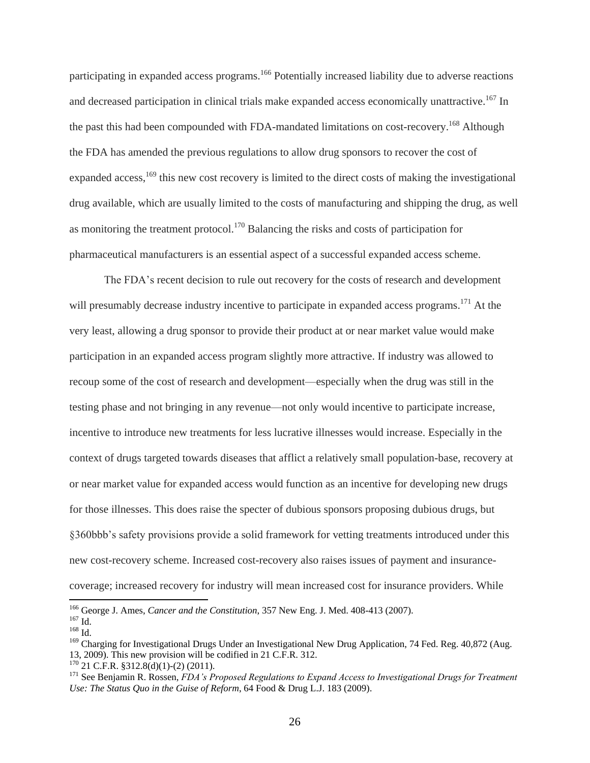participating in expanded access programs.[166] Potentially increased liability due to adverse reactions and decreased participation in clinical trials make expanded access economically unattractive.[167] In the past this had been compounded with FDA-mandated limitations on cost-recovery.[168] Although the FDA has amended the previous regulations to allow drug sponsors to recover the cost of expanded access,[169] this new cost recovery is limited to the direct costs of making the investigational drug available, which are usually limited to the costs of manufacturing and shipping the drug, as well as monitoring the treatment protocol.[170] Balancing the risks and costs of participation for pharmaceutical manufacturers is an essential aspect of a successful expanded access scheme.

The FDA's recent decision to rule out recovery for the costs of research and development will presumably decrease industry incentive to participate in expanded access programs.[171] At the very least, allowing a drug sponsor to provide their product at or near market value would make participation in an expanded access program slightly more attractive. If industry was allowed to recoup some of the cost of research and development—especially when the drug was still in the testing phase and not bringing in any revenue—not only would incentive to participate increase, incentive to introduce new treatments for less lucrative illnesses would increase. Especially in the context of drugs targeted towards diseases that afflict a relatively small population-base, recovery at or near market value for expanded access would function as an incentive for developing new drugs for those illnesses. This does raise the specter of dubious sponsors proposing dubious drugs, but §360bbb's safety provisions provide a solid framework for vetting treatments introduced under this new cost-recovery scheme. Increased cost-recovery also raises issues of payment and insurance-coverage; increased recovery for industry will mean increased cost for insurance providers. While

---

[166] George J. Ames, *Cancer and the Constitution,* 357 New Eng. J. Med. 408-413 (2007).

[167] Id.

[168] Id.

[169] Charging for Investigational Drugs Under an Investigational New Drug Application, 74 Fed. Reg. 40,872 (Aug. 13, 2009). This new provision will be codified in 21 C.F.R. 312.

[170] 21 C.F.R. §312.8(d)(1)-(2) (2011).

[171] See Benjamin R. Rossen, *FDA's Proposed Regulations to Expand Access to Investigational Drugs for Treatment Use: The Status Quo in the Guise of Reform*, 64 Food & Drug L.J. 183 (2009).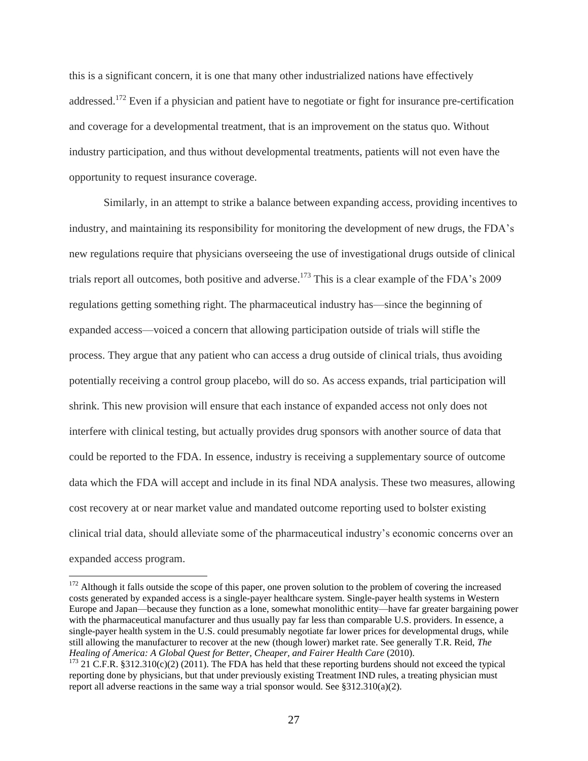this is a significant concern, it is one that many other industrialized nations have effectively addressed.[172] Even if a physician and patient have to negotiate or fight for insurance pre-certification and coverage for a developmental treatment, that is an improvement on the status quo. Without industry participation, and thus without developmental treatments, patients will not even have the opportunity to request insurance coverage.

Similarly, in an attempt to strike a balance between expanding access, providing incentives to industry, and maintaining its responsibility for monitoring the development of new drugs, the FDA's new regulations require that physicians overseeing the use of investigational drugs outside of clinical trials report all outcomes, both positive and adverse.[173] This is a clear example of the FDA's 2009 regulations getting something right. The pharmaceutical industry has—since the beginning of expanded access—voiced a concern that allowing participation outside of trials will stifle the process. They argue that any patient who can access a drug outside of clinical trials, thus avoiding potentially receiving a control group placebo, will do so. As access expands, trial participation will shrink. This new provision will ensure that each instance of expanded access not only does not interfere with clinical testing, but actually provides drug sponsors with another source of data that could be reported to the FDA. In essence, industry is receiving a supplementary source of outcome data which the FDA will accept and include in its final NDA analysis. These two measures, allowing cost recovery at or near market value and mandated outcome reporting used to bolster existing clinical trial data, should alleviate some of the pharmaceutical industry's economic concerns over an expanded access program.

---

[172] Although it falls outside the scope of this paper, one proven solution to the problem of covering the increased costs generated by expanded access is a single-payer healthcare system. Single-payer health systems in Western Europe and Japan—because they function as a lone, somewhat monolithic entity—have far greater bargaining power with the pharmaceutical manufacturer and thus usually pay far less than comparable U.S. providers. In essence, a single-payer health system in the U.S. could presumably negotiate far lower prices for developmental drugs, while still allowing the manufacturer to recover at the new (though lower) market rate. See generally T.R. Reid, *The Healing of America: A Global Quest for Better, Cheaper, and Fairer Health Care* (2010).

[173] 21 C.F.R. §312.310(c)(2) (2011). The FDA has held that these reporting burdens should not exceed the typical reporting done by physicians, but that under previously existing Treatment IND rules, a treating physician must report all adverse reactions in the same way a trial sponsor would. See §312.310(a)(2).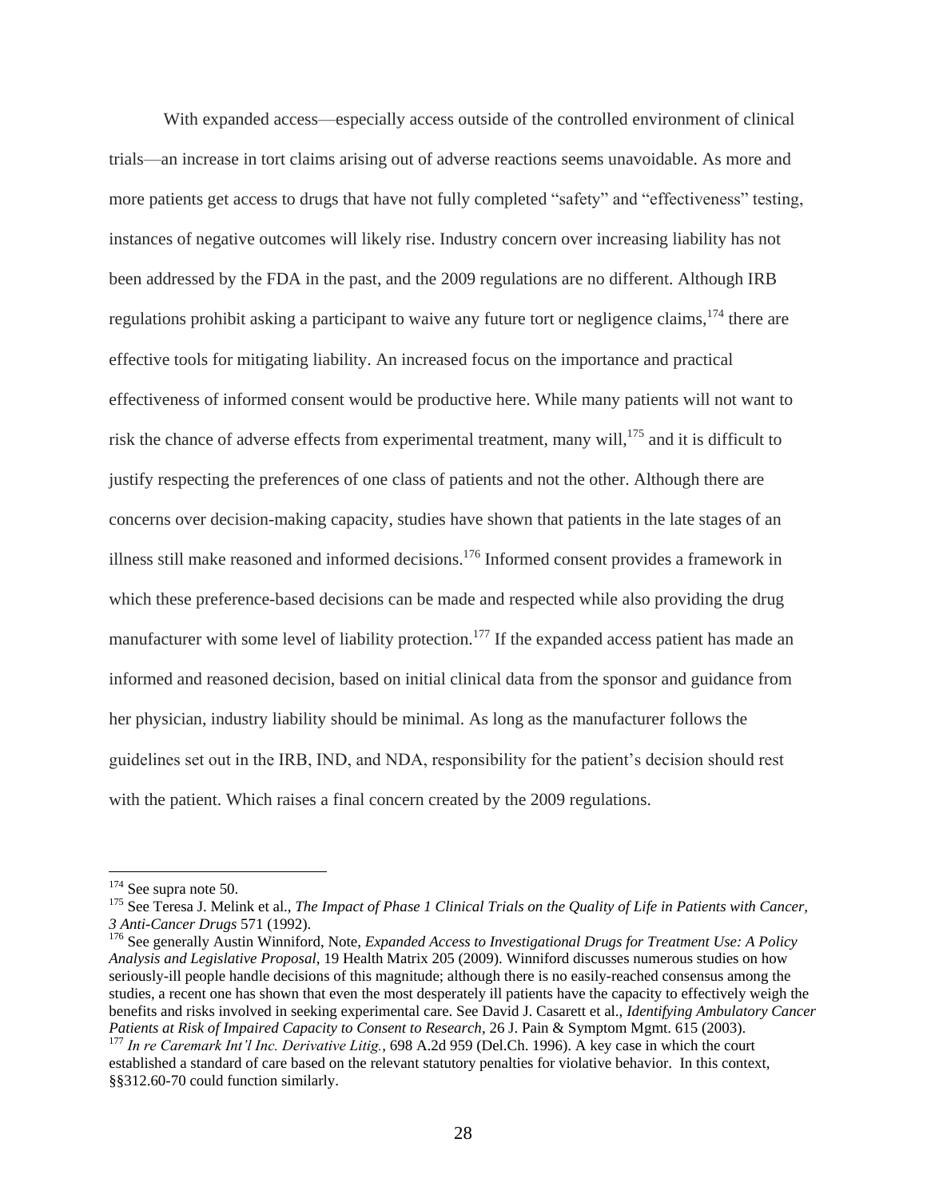With expanded access—especially access outside of the controlled environment of clinical trials—an increase in tort claims arising out of adverse reactions seems unavoidable. As more and more patients get access to drugs that have not fully completed "safety" and "effectiveness" testing, instances of negative outcomes will likely rise. Industry concern over increasing liability has not been addressed by the FDA in the past, and the 2009 regulations are no different. Although IRB regulations prohibit asking a participant to waive any future tort or negligence claims,[174] there are effective tools for mitigating liability. An increased focus on the importance and practical effectiveness of informed consent would be productive here. While many patients will not want to risk the chance of adverse effects from experimental treatment, many will,[175] and it is difficult to justify respecting the preferences of one class of patients and not the other. Although there are concerns over decision-making capacity, studies have shown that patients in the late stages of an illness still make reasoned and informed decisions.[176] Informed consent provides a framework in which these preference-based decisions can be made and respected while also providing the drug manufacturer with some level of liability protection.[177] If the expanded access patient has made an informed and reasoned decision, based on initial clinical data from the sponsor and guidance from her physician, industry liability should be minimal. As long as the manufacturer follows the guidelines set out in the IRB, IND, and NDA, responsibility for the patient's decision should rest with the patient. Which raises a final concern created by the 2009 regulations.

---

[174] See supra note 50.

[175] See Teresa J. Melink et al., *The Impact of Phase 1 Clinical Trials on the Quality of Life in Patients with Cancer, 3 Anti-Cancer Drugs* 571 (1992).

[176] See generally Austin Winniford, Note, *Expanded Access to Investigational Drugs for Treatment Use: A Policy Analysis and Legislative Proposal*, 19 Health Matrix 205 (2009). Winniford discusses numerous studies on how seriously-ill people handle decisions of this magnitude; although there is no easily-reached consensus among the studies, a recent one has shown that even the most desperately ill patients have the capacity to effectively weigh the benefits and risks involved in seeking experimental care. See David J. Casarett et al., *Identifying Ambulatory Cancer Patients at Risk of Impaired Capacity to Consent to Research*, 26 J. Pain & Symptom Mgmt. 615 (2003).

[177] *In re Caremark Int'l Inc. Derivative Litig.*, 698 A.2d 959 (Del.Ch. 1996). A key case in which the court established a standard of care based on the relevant statutory penalties for violative behavior. In this context, §§312.60-70 could function similarly.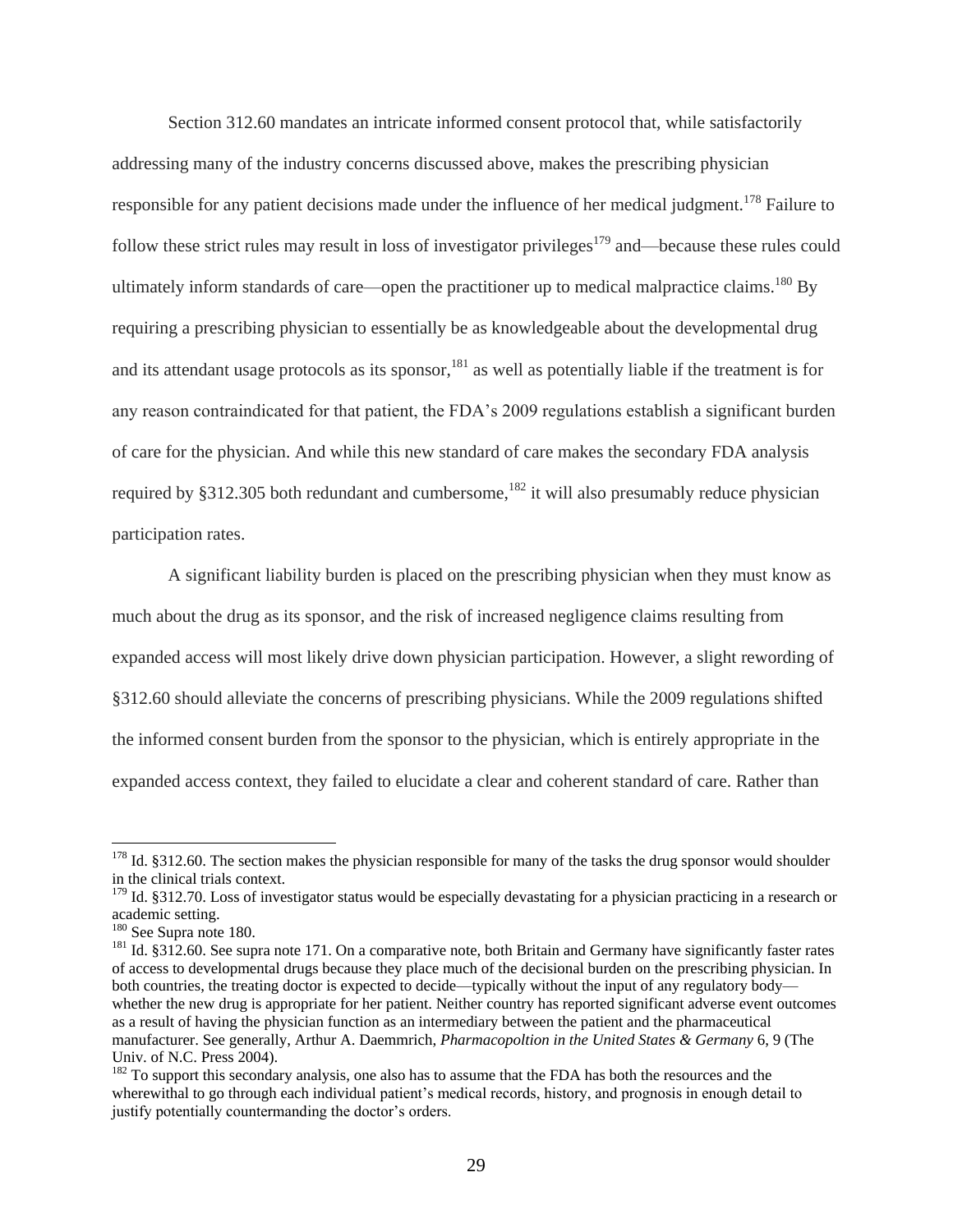Section 312.60 mandates an intricate informed consent protocol that, while satisfactorily addressing many of the industry concerns discussed above, makes the prescribing physician responsible for any patient decisions made under the influence of her medical judgment.[178] Failure to follow these strict rules may result in loss of investigator privileges[179] and—because these rules could ultimately inform standards of care—open the practitioner up to medical malpractice claims.[180] By requiring a prescribing physician to essentially be as knowledgeable about the developmental drug and its attendant usage protocols as its sponsor,[181] as well as potentially liable if the treatment is for any reason contraindicated for that patient, the FDA's 2009 regulations establish a significant burden of care for the physician. And while this new standard of care makes the secondary FDA analysis required by §312.305 both redundant and cumbersome,[182] it will also presumably reduce physician participation rates.

A significant liability burden is placed on the prescribing physician when they must know as much about the drug as its sponsor, and the risk of increased negligence claims resulting from expanded access will most likely drive down physician participation. However, a slight rewording of §312.60 should alleviate the concerns of prescribing physicians. While the 2009 regulations shifted the informed consent burden from the sponsor to the physician, which is entirely appropriate in the expanded access context, they failed to elucidate a clear and coherent standard of care. Rather than

---

[178] Id. §312.60. The section makes the physician responsible for many of the tasks the drug sponsor would shoulder in the clinical trials context.

[179] Id. §312.70. Loss of investigator status would be especially devastating for a physician practicing in a research or academic setting.

[180] See Supra note 180.

[181] Id. §312.60. See supra note 171. On a comparative note, both Britain and Germany have significantly faster rates of access to developmental drugs because they place much of the decisional burden on the prescribing physician. In both countries, the treating doctor is expected to decide—typically without the input of any regulatory body—whether the new drug is appropriate for her patient. Neither country has reported significant adverse event outcomes as a result of having the physician function as an intermediary between the patient and the pharmaceutical manufacturer. See generally, Arthur A. Daemmrich, *Pharmacopoltion in the United States & Germany* 6, 9 (The Univ. of N.C. Press 2004).

[182] To support this secondary analysis, one also has to assume that the FDA has both the resources and the wherewithal to go through each individual patient's medical records, history, and prognosis in enough detail to justify potentially countermanding the doctor's orders.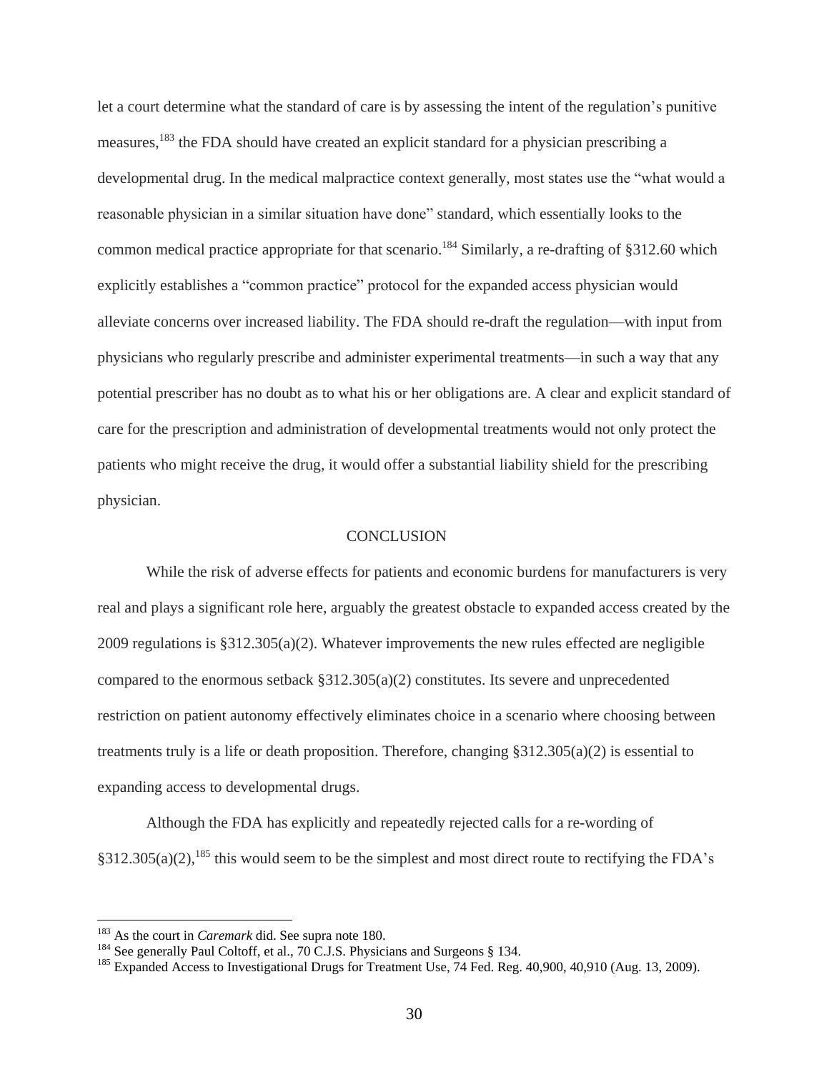let a court determine what the standard of care is by assessing the intent of the regulation's punitive measures,[183] the FDA should have created an explicit standard for a physician prescribing a developmental drug. In the medical malpractice context generally, most states use the "what would a reasonable physician in a similar situation have done" standard, which essentially looks to the common medical practice appropriate for that scenario.[184] Similarly, a re-drafting of §312.60 which explicitly establishes a "common practice" protocol for the expanded access physician would alleviate concerns over increased liability. The FDA should re-draft the regulation—with input from physicians who regularly prescribe and administer experimental treatments—in such a way that any potential prescriber has no doubt as to what his or her obligations are. A clear and explicit standard of care for the prescription and administration of developmental treatments would not only protect the patients who might receive the drug, it would offer a substantial liability shield for the prescribing physician.

## CONCLUSION

While the risk of adverse effects for patients and economic burdens for manufacturers is very real and plays a significant role here, arguably the greatest obstacle to expanded access created by the 2009 regulations is §312.305(a)(2). Whatever improvements the new rules effected are negligible compared to the enormous setback §312.305(a)(2) constitutes. Its severe and unprecedented restriction on patient autonomy effectively eliminates choice in a scenario where choosing between treatments truly is a life or death proposition. Therefore, changing §312.305(a)(2) is essential to expanding access to developmental drugs.

Although the FDA has explicitly and repeatedly rejected calls for a re-wording of §312.305(a)(2),[185] this would seem to be the simplest and most direct route to rectifying the FDA's

---

[183] As the court in *Caremark* did. See supra note 180.

[184] See generally Paul Coltoff, et al., 70 C.J.S. Physicians and Surgeons § 134.

[185] Expanded Access to Investigational Drugs for Treatment Use, 74 Fed. Reg. 40,900, 40,910 (Aug. 13, 2009).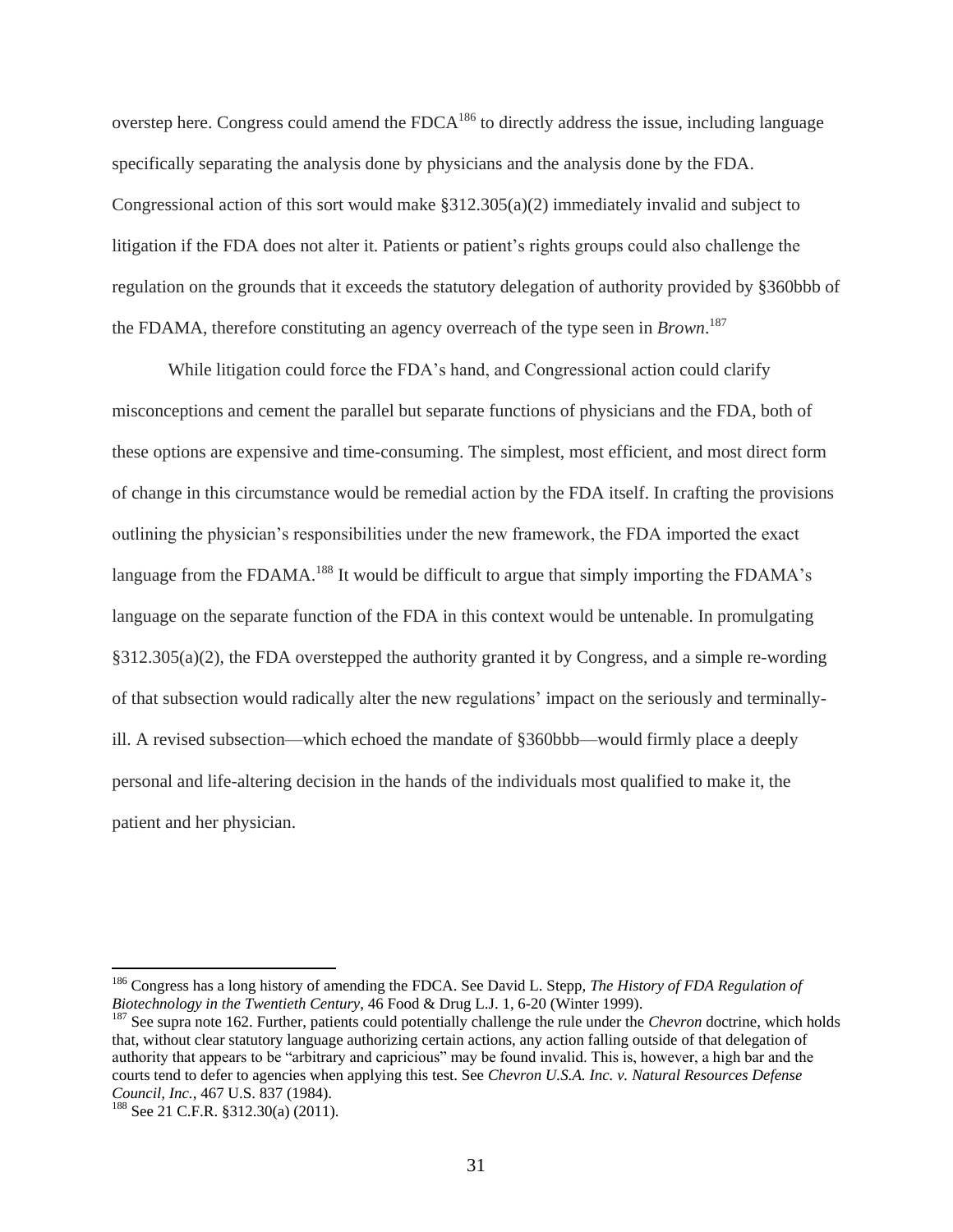overstep here. Congress could amend the FDCA[186] to directly address the issue, including language specifically separating the analysis done by physicians and the analysis done by the FDA. Congressional action of this sort would make §312.305(a)(2) immediately invalid and subject to litigation if the FDA does not alter it. Patients or patient's rights groups could also challenge the regulation on the grounds that it exceeds the statutory delegation of authority provided by §360bbb of the FDAMA, therefore constituting an agency overreach of the type seen in *Brown*.[187]

While litigation could force the FDA's hand, and Congressional action could clarify misconceptions and cement the parallel but separate functions of physicians and the FDA, both of these options are expensive and time-consuming. The simplest, most efficient, and most direct form of change in this circumstance would be remedial action by the FDA itself. In crafting the provisions outlining the physician's responsibilities under the new framework, the FDA imported the exact language from the FDAMA.[188] It would be difficult to argue that simply importing the FDAMA's language on the separate function of the FDA in this context would be untenable. In promulgating §312.305(a)(2), the FDA overstepped the authority granted it by Congress, and a simple re-wording of that subsection would radically alter the new regulations' impact on the seriously and terminally-ill. A revised subsection—which echoed the mandate of §360bbb—would firmly place a deeply personal and life-altering decision in the hands of the individuals most qualified to make it, the patient and her physician.

---

[186] Congress has a long history of amending the FDCA. See David L. Stepp, *The History of FDA Regulation of Biotechnology in the Twentieth Century*, 46 Food & Drug L.J. 1, 6-20 (Winter 1999).

[187] See supra note 162. Further, patients could potentially challenge the rule under the *Chevron* doctrine, which holds that, without clear statutory language authorizing certain actions, any action falling outside of that delegation of authority that appears to be "arbitrary and capricious" may be found invalid. This is, however, a high bar and the courts tend to defer to agencies when applying this test. See *Chevron U.S.A. Inc. v. Natural Resources Defense Council, Inc.*, 467 U.S. 837 (1984).

[188] See 21 C.F.R. §312.30(a) (2011).